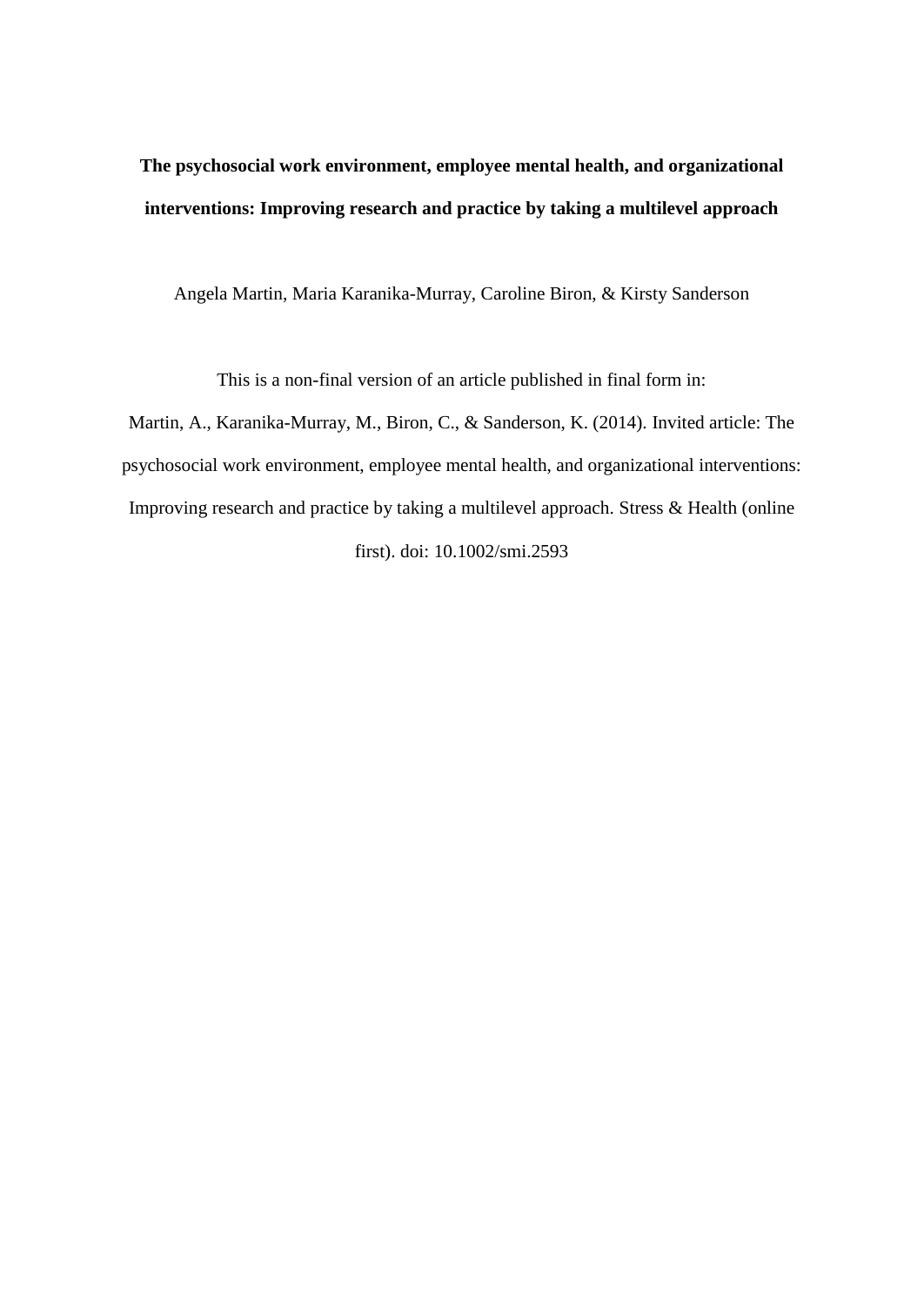**The psychosocial work environment, employee mental health, and organizational interventions: Improving research and practice by taking a multilevel approach**

Angela Martin, Maria Karanika-Murray, Caroline Biron, & Kirsty Sanderson

This is a non-final version of an article published in final form in:

Martin, A., Karanika-Murray, M., Biron, C., & Sanderson, K. (2014). Invited article: The psychosocial work environment, employee mental health, and organizational interventions: Improving research and practice by taking a multilevel approach. Stress & Health (online first). doi: 10.1002/smi.2593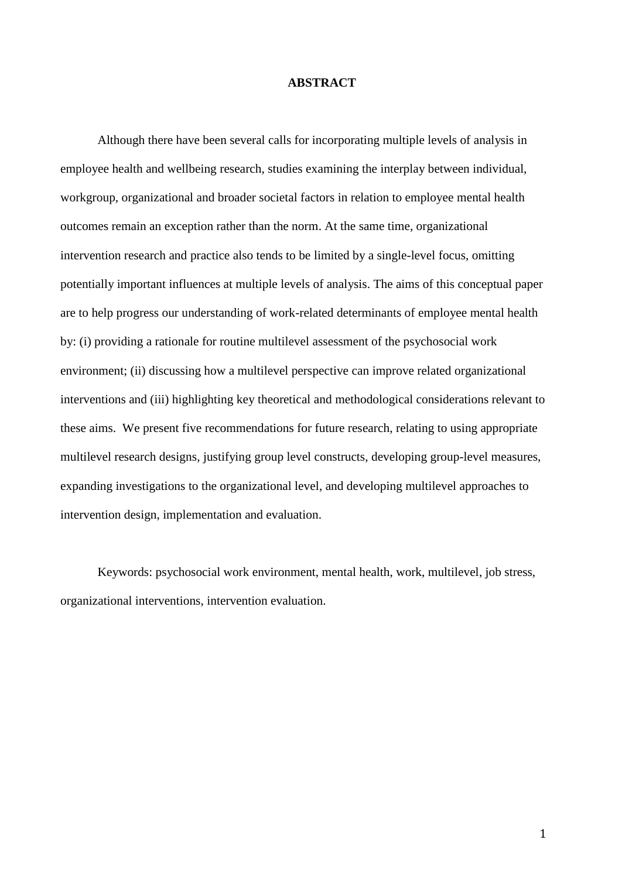## ABSTRACT

Although there have been several calls for incorporating multiple levels of analysis in employee health and wellbeing research, studies examining the interplay between individual, workgroup, organizational and broader societal factors in relation to employee mental health outcomes remain an exception rather than the norm. At the same time, organizational intervention research and practice also tends to be limited by a single-level focus, omitting potentially important influences at multiple levels of analysis. The aims of this conceptual paper are to help progress our understanding of work-related determinants of employee mental health by: (i) providing a rationale for routine multilevel assessment of the psychosocial work environment; (ii) discussing how a multilevel perspective can improve related organizational interventions and (iii) highlighting key theoretical and methodological considerations relevant to these aims. We present five recommendations for future research, relating to using appropriate multilevel research designs, justifying group level constructs, developing group-level measures, expanding investigations to the organizational level, and developing multilevel approaches to intervention design, implementation and evaluation.

Keywords: psychosocial work environment, mental health, work, multilevel, job stress, organizational interventions, intervention evaluation.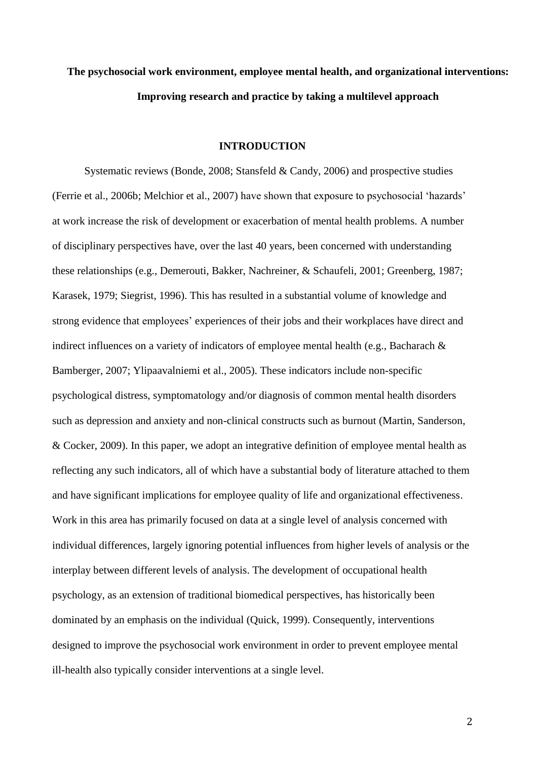**The psychosocial work environment, employee mental health, and organizational interventions: Improving research and practice by taking a multilevel approach**

## INTRODUCTION

Systematic reviews (Bonde, 2008; Stansfeld & Candy, 2006) and prospective studies (Ferrie et al., 2006b; Melchior et al., 2007) have shown that exposure to psychosocial 'hazards' at work increase the risk of development or exacerbation of mental health problems. A number of disciplinary perspectives have, over the last 40 years, been concerned with understanding these relationships (e.g., Demerouti, Bakker, Nachreiner, & Schaufeli, 2001; Greenberg, 1987; Karasek, 1979; Siegrist, 1996). This has resulted in a substantial volume of knowledge and strong evidence that employees' experiences of their jobs and their workplaces have direct and indirect influences on a variety of indicators of employee mental health (e.g., Bacharach & Bamberger, 2007; Ylipaavalniemi et al., 2005). These indicators include non-specific psychological distress, symptomatology and/or diagnosis of common mental health disorders such as depression and anxiety and non-clinical constructs such as burnout (Martin, Sanderson, & Cocker, 2009). In this paper, we adopt an integrative definition of employee mental health as reflecting any such indicators, all of which have a substantial body of literature attached to them and have significant implications for employee quality of life and organizational effectiveness. Work in this area has primarily focused on data at a single level of analysis concerned with individual differences, largely ignoring potential influences from higher levels of analysis or the interplay between different levels of analysis. The development of occupational health psychology, as an extension of traditional biomedical perspectives, has historically been dominated by an emphasis on the individual (Quick, 1999). Consequently, interventions designed to improve the psychosocial work environment in order to prevent employee mental ill-health also typically consider interventions at a single level.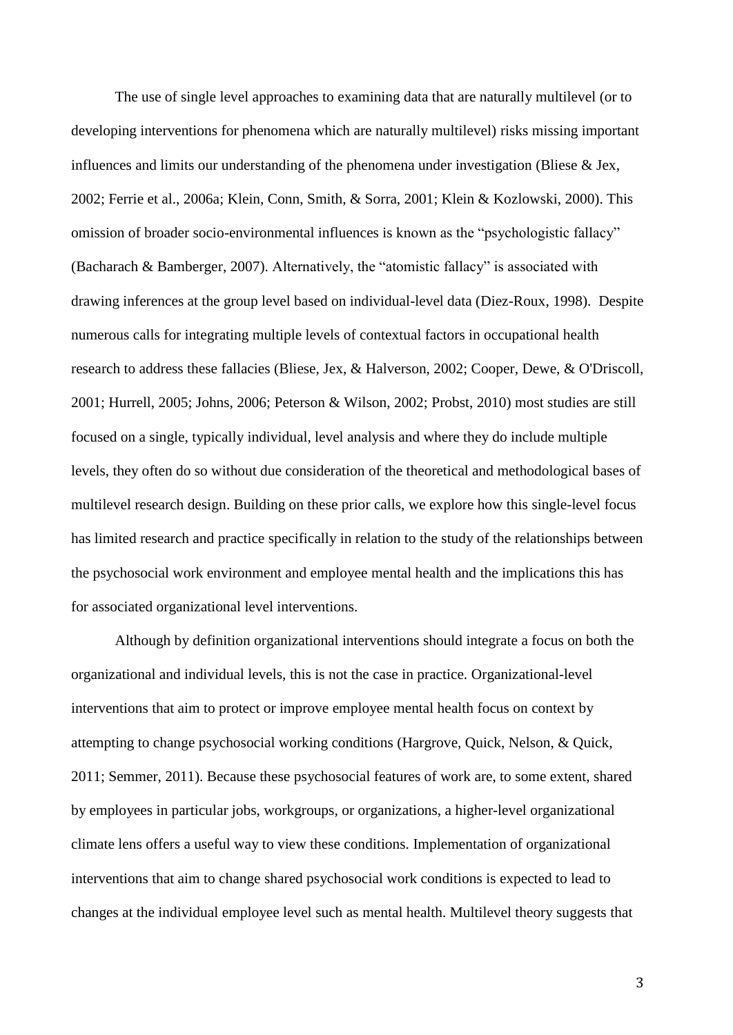The use of single level approaches to examining data that are naturally multilevel (or to developing interventions for phenomena which are naturally multilevel) risks missing important influences and limits our understanding of the phenomena under investigation (Bliese & Jex, 2002; Ferrie et al., 2006a; Klein, Conn, Smith, & Sorra, 2001; Klein & Kozlowski, 2000). This omission of broader socio-environmental influences is known as the "psychologistic fallacy" (Bacharach & Bamberger, 2007). Alternatively, the "atomistic fallacy" is associated with drawing inferences at the group level based on individual-level data (Diez-Roux, 1998). Despite numerous calls for integrating multiple levels of contextual factors in occupational health research to address these fallacies (Bliese, Jex, & Halverson, 2002; Cooper, Dewe, & O'Driscoll, 2001; Hurrell, 2005; Johns, 2006; Peterson & Wilson, 2002; Probst, 2010) most studies are still focused on a single, typically individual, level analysis and where they do include multiple levels, they often do so without due consideration of the theoretical and methodological bases of multilevel research design. Building on these prior calls, we explore how this single-level focus has limited research and practice specifically in relation to the study of the relationships between the psychosocial work environment and employee mental health and the implications this has for associated organizational level interventions.

Although by definition organizational interventions should integrate a focus on both the organizational and individual levels, this is not the case in practice. Organizational-level interventions that aim to protect or improve employee mental health focus on context by attempting to change psychosocial working conditions (Hargrove, Quick, Nelson, & Quick, 2011; Semmer, 2011). Because these psychosocial features of work are, to some extent, shared by employees in particular jobs, workgroups, or organizations, a higher-level organizational climate lens offers a useful way to view these conditions. Implementation of organizational interventions that aim to change shared psychosocial work conditions is expected to lead to changes at the individual employee level such as mental health. Multilevel theory suggests that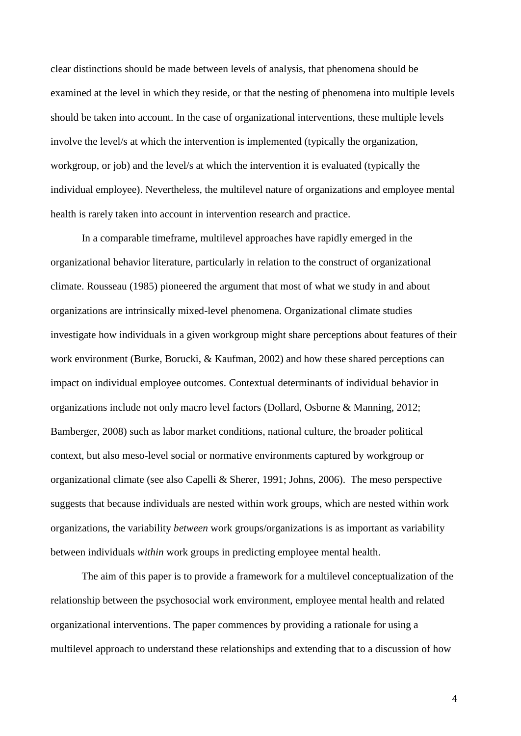clear distinctions should be made between levels of analysis, that phenomena should be examined at the level in which they reside, or that the nesting of phenomena into multiple levels should be taken into account. In the case of organizational interventions, these multiple levels involve the level/s at which the intervention is implemented (typically the organization, workgroup, or job) and the level/s at which the intervention it is evaluated (typically the individual employee). Nevertheless, the multilevel nature of organizations and employee mental health is rarely taken into account in intervention research and practice.

In a comparable timeframe, multilevel approaches have rapidly emerged in the organizational behavior literature, particularly in relation to the construct of organizational climate. Rousseau (1985) pioneered the argument that most of what we study in and about organizations are intrinsically mixed-level phenomena. Organizational climate studies investigate how individuals in a given workgroup might share perceptions about features of their work environment (Burke, Borucki, & Kaufman, 2002) and how these shared perceptions can impact on individual employee outcomes. Contextual determinants of individual behavior in organizations include not only macro level factors (Dollard, Osborne & Manning, 2012; Bamberger, 2008) such as labor market conditions, national culture, the broader political context, but also meso-level social or normative environments captured by workgroup or organizational climate (see also Capelli & Sherer, 1991; Johns, 2006). The meso perspective suggests that because individuals are nested within work groups, which are nested within work organizations, the variability *between* work groups/organizations is as important as variability between individuals *within* work groups in predicting employee mental health.

The aim of this paper is to provide a framework for a multilevel conceptualization of the relationship between the psychosocial work environment, employee mental health and related organizational interventions. The paper commences by providing a rationale for using a multilevel approach to understand these relationships and extending that to a discussion of how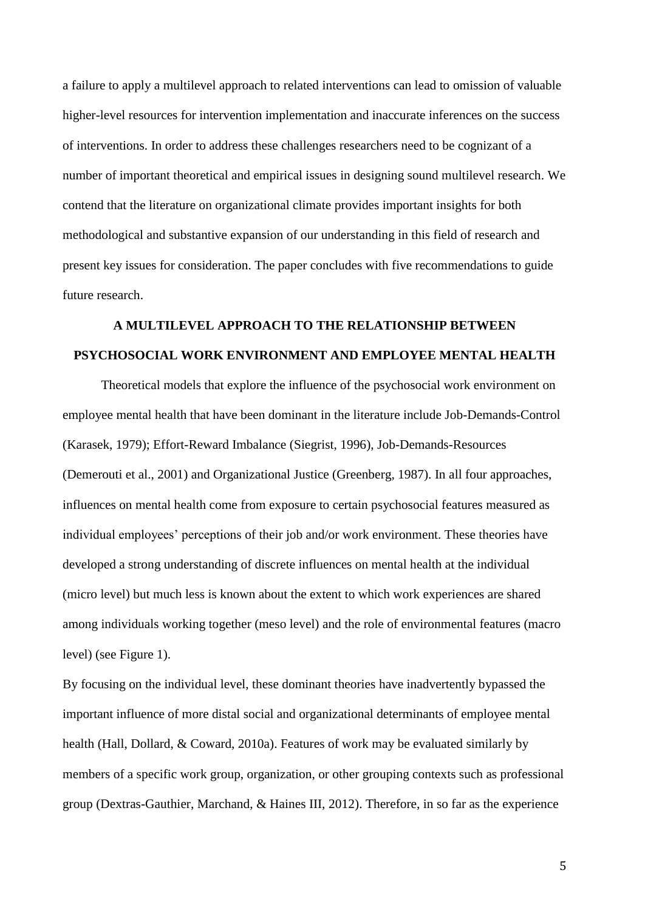a failure to apply a multilevel approach to related interventions can lead to omission of valuable higher-level resources for intervention implementation and inaccurate inferences on the success of interventions. In order to address these challenges researchers need to be cognizant of a number of important theoretical and empirical issues in designing sound multilevel research. We contend that the literature on organizational climate provides important insights for both methodological and substantive expansion of our understanding in this field of research and present key issues for consideration. The paper concludes with five recommendations to guide future research.

## A MULTILEVEL APPROACH TO THE RELATIONSHIP BETWEEN PSYCHOSOCIAL WORK ENVIRONMENT AND EMPLOYEE MENTAL HEALTH

Theoretical models that explore the influence of the psychosocial work environment on employee mental health that have been dominant in the literature include Job-Demands-Control (Karasek, 1979); Effort-Reward Imbalance (Siegrist, 1996), Job-Demands-Resources (Demerouti et al., 2001) and Organizational Justice (Greenberg, 1987). In all four approaches, influences on mental health come from exposure to certain psychosocial features measured as individual employees' perceptions of their job and/or work environment. These theories have developed a strong understanding of discrete influences on mental health at the individual (micro level) but much less is known about the extent to which work experiences are shared among individuals working together (meso level) and the role of environmental features (macro level) (see Figure 1).

By focusing on the individual level, these dominant theories have inadvertently bypassed the important influence of more distal social and organizational determinants of employee mental health (Hall, Dollard, & Coward, 2010a). Features of work may be evaluated similarly by members of a specific work group, organization, or other grouping contexts such as professional group (Dextras-Gauthier, Marchand, & Haines III, 2012). Therefore, in so far as the experience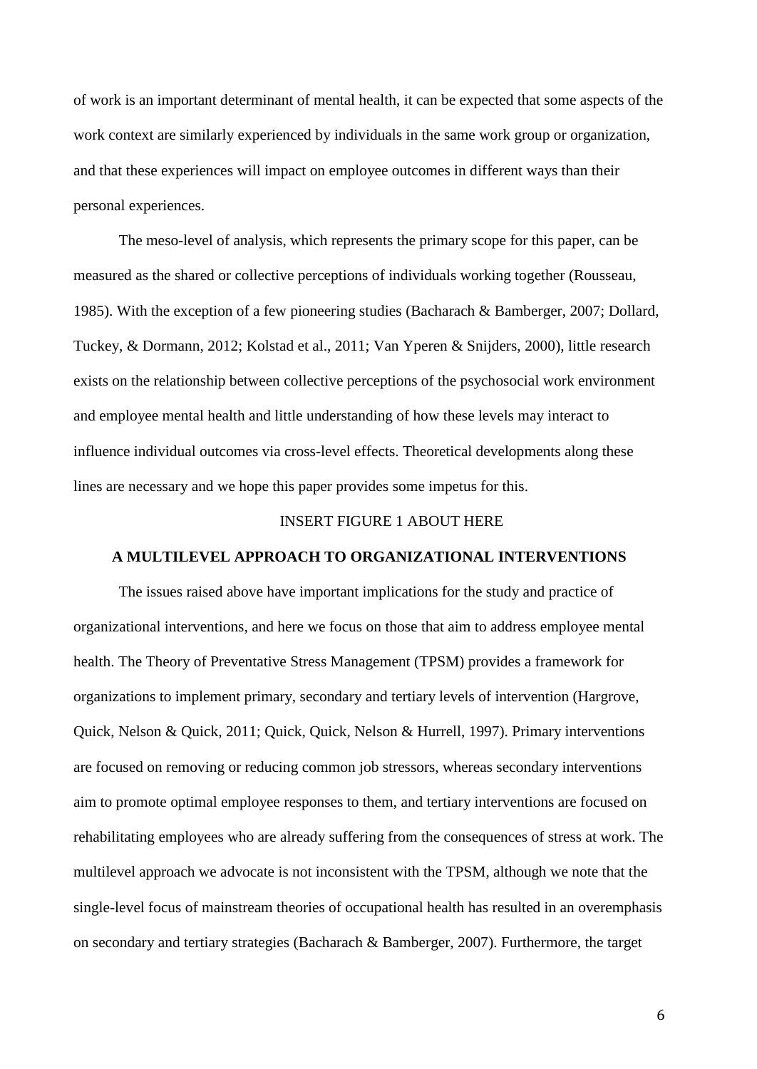of work is an important determinant of mental health, it can be expected that some aspects of the work context are similarly experienced by individuals in the same work group or organization, and that these experiences will impact on employee outcomes in different ways than their personal experiences.

The meso-level of analysis, which represents the primary scope for this paper, can be measured as the shared or collective perceptions of individuals working together (Rousseau, 1985). With the exception of a few pioneering studies (Bacharach & Bamberger, 2007; Dollard, Tuckey, & Dormann, 2012; Kolstad et al., 2011; Van Yperen & Snijders, 2000), little research exists on the relationship between collective perceptions of the psychosocial work environment and employee mental health and little understanding of how these levels may interact to influence individual outcomes via cross-level effects. Theoretical developments along these lines are necessary and we hope this paper provides some impetus for this.

INSERT FIGURE 1 ABOUT HERE

## A MULTILEVEL APPROACH TO ORGANIZATIONAL INTERVENTIONS

The issues raised above have important implications for the study and practice of organizational interventions, and here we focus on those that aim to address employee mental health. The Theory of Preventative Stress Management (TPSM) provides a framework for organizations to implement primary, secondary and tertiary levels of intervention (Hargrove, Quick, Nelson & Quick, 2011; Quick, Quick, Nelson & Hurrell, 1997). Primary interventions are focused on removing or reducing common job stressors, whereas secondary interventions aim to promote optimal employee responses to them, and tertiary interventions are focused on rehabilitating employees who are already suffering from the consequences of stress at work. The multilevel approach we advocate is not inconsistent with the TPSM, although we note that the single-level focus of mainstream theories of occupational health has resulted in an overemphasis on secondary and tertiary strategies (Bacharach & Bamberger, 2007). Furthermore, the target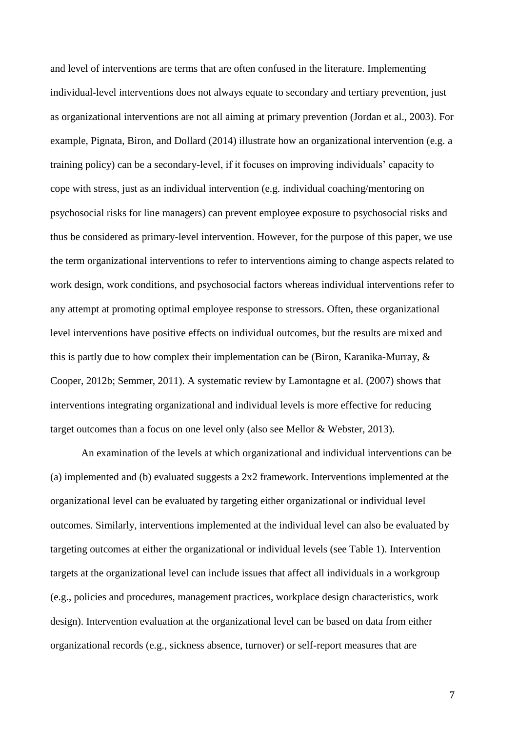and level of interventions are terms that are often confused in the literature. Implementing individual-level interventions does not always equate to secondary and tertiary prevention, just as organizational interventions are not all aiming at primary prevention (Jordan et al., 2003). For example, Pignata, Biron, and Dollard (2014) illustrate how an organizational intervention (e.g. a training policy) can be a secondary-level, if it focuses on improving individuals' capacity to cope with stress, just as an individual intervention (e.g. individual coaching/mentoring on psychosocial risks for line managers) can prevent employee exposure to psychosocial risks and thus be considered as primary-level intervention. However, for the purpose of this paper, we use the term organizational interventions to refer to interventions aiming to change aspects related to work design, work conditions, and psychosocial factors whereas individual interventions refer to any attempt at promoting optimal employee response to stressors. Often, these organizational level interventions have positive effects on individual outcomes, but the results are mixed and this is partly due to how complex their implementation can be (Biron, Karanika-Murray, & Cooper, 2012b; Semmer, 2011). A systematic review by Lamontagne et al. (2007) shows that interventions integrating organizational and individual levels is more effective for reducing target outcomes than a focus on one level only (also see Mellor & Webster, 2013).

An examination of the levels at which organizational and individual interventions can be (a) implemented and (b) evaluated suggests a 2x2 framework. Interventions implemented at the organizational level can be evaluated by targeting either organizational or individual level outcomes. Similarly, interventions implemented at the individual level can also be evaluated by targeting outcomes at either the organizational or individual levels (see Table 1). Intervention targets at the organizational level can include issues that affect all individuals in a workgroup (e.g., policies and procedures, management practices, workplace design characteristics, work design). Intervention evaluation at the organizational level can be based on data from either organizational records (e.g., sickness absence, turnover) or self-report measures that are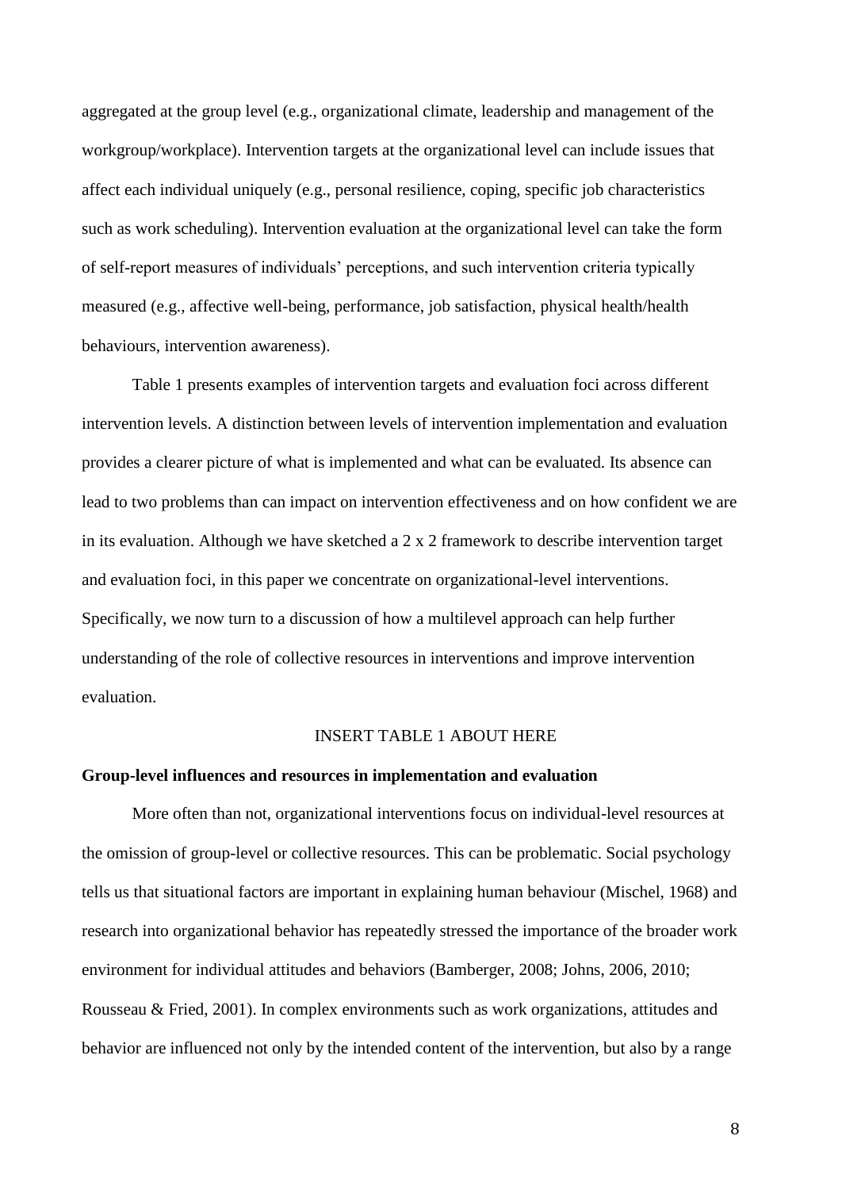aggregated at the group level (e.g., organizational climate, leadership and management of the workgroup/workplace). Intervention targets at the organizational level can include issues that affect each individual uniquely (e.g., personal resilience, coping, specific job characteristics such as work scheduling). Intervention evaluation at the organizational level can take the form of self-report measures of individuals' perceptions, and such intervention criteria typically measured (e.g., affective well-being, performance, job satisfaction, physical health/health behaviours, intervention awareness).

Table 1 presents examples of intervention targets and evaluation foci across different intervention levels. A distinction between levels of intervention implementation and evaluation provides a clearer picture of what is implemented and what can be evaluated. Its absence can lead to two problems than can impact on intervention effectiveness and on how confident we are in its evaluation. Although we have sketched a 2 x 2 framework to describe intervention target and evaluation foci, in this paper we concentrate on organizational-level interventions. Specifically, we now turn to a discussion of how a multilevel approach can help further understanding of the role of collective resources in interventions and improve intervention evaluation.

INSERT TABLE 1 ABOUT HERE

**Group-level influences and resources in implementation and evaluation**

More often than not, organizational interventions focus on individual-level resources at the omission of group-level or collective resources. This can be problematic. Social psychology tells us that situational factors are important in explaining human behaviour (Mischel, 1968) and research into organizational behavior has repeatedly stressed the importance of the broader work environment for individual attitudes and behaviors (Bamberger, 2008; Johns, 2006, 2010; Rousseau & Fried, 2001). In complex environments such as work organizations, attitudes and behavior are influenced not only by the intended content of the intervention, but also by a range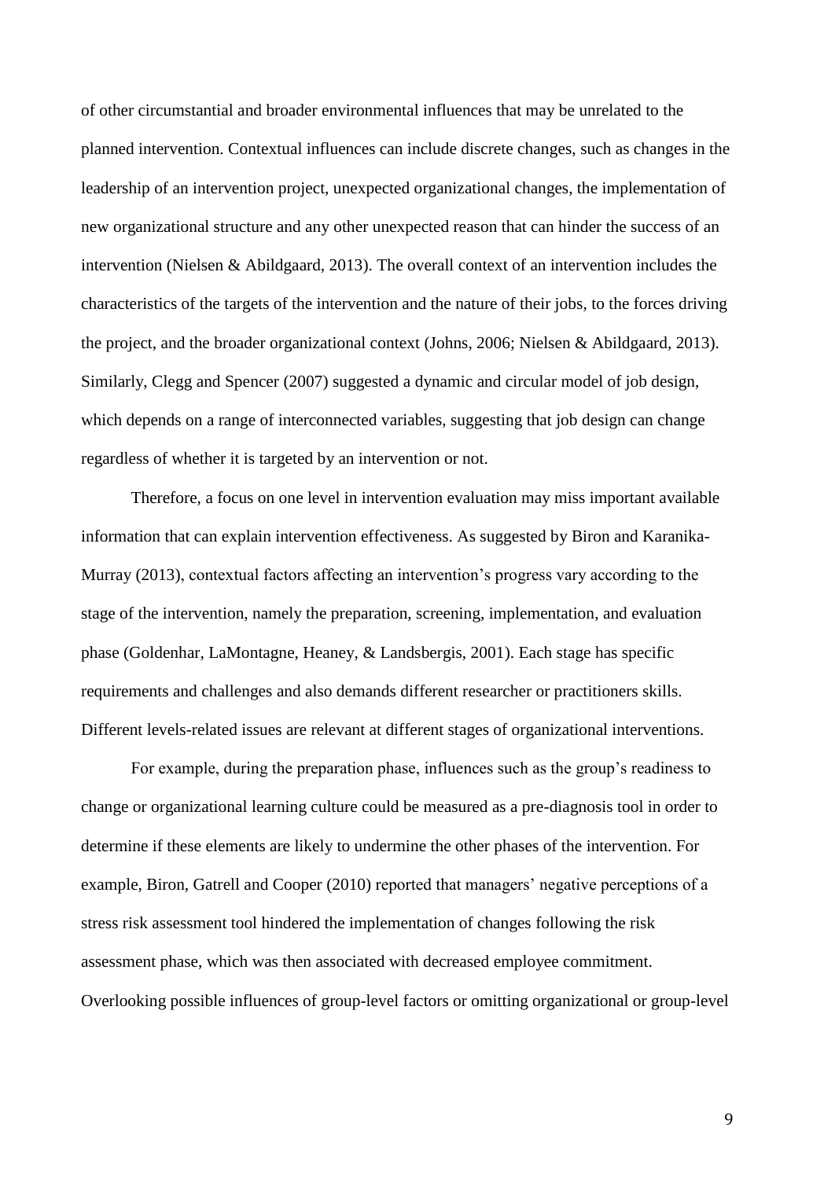of other circumstantial and broader environmental influences that may be unrelated to the planned intervention. Contextual influences can include discrete changes, such as changes in the leadership of an intervention project, unexpected organizational changes, the implementation of new organizational structure and any other unexpected reason that can hinder the success of an intervention (Nielsen & Abildgaard, 2013). The overall context of an intervention includes the characteristics of the targets of the intervention and the nature of their jobs, to the forces driving the project, and the broader organizational context (Johns, 2006; Nielsen & Abildgaard, 2013). Similarly, Clegg and Spencer (2007) suggested a dynamic and circular model of job design, which depends on a range of interconnected variables, suggesting that job design can change regardless of whether it is targeted by an intervention or not.

Therefore, a focus on one level in intervention evaluation may miss important available information that can explain intervention effectiveness. As suggested by Biron and Karanika-Murray (2013), contextual factors affecting an intervention's progress vary according to the stage of the intervention, namely the preparation, screening, implementation, and evaluation phase (Goldenhar, LaMontagne, Heaney, & Landsbergis, 2001). Each stage has specific requirements and challenges and also demands different researcher or practitioners skills. Different levels-related issues are relevant at different stages of organizational interventions.

For example, during the preparation phase, influences such as the group's readiness to change or organizational learning culture could be measured as a pre-diagnosis tool in order to determine if these elements are likely to undermine the other phases of the intervention. For example, Biron, Gatrell and Cooper (2010) reported that managers' negative perceptions of a stress risk assessment tool hindered the implementation of changes following the risk assessment phase, which was then associated with decreased employee commitment. Overlooking possible influences of group-level factors or omitting organizational or group-level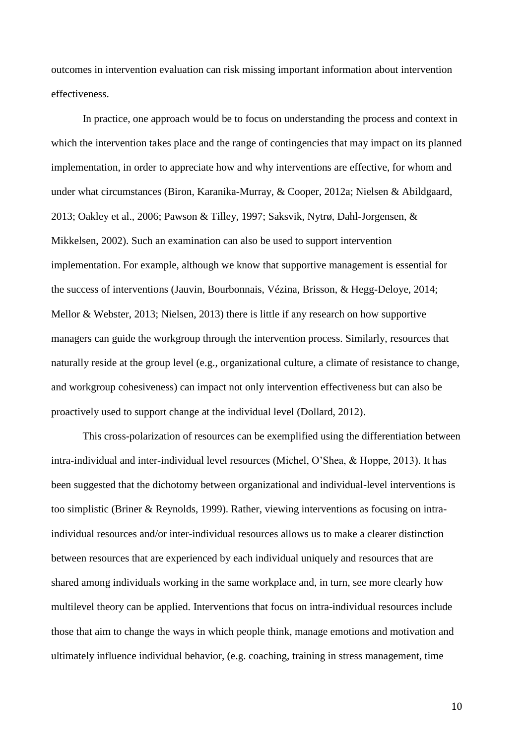outcomes in intervention evaluation can risk missing important information about intervention effectiveness.

In practice, one approach would be to focus on understanding the process and context in which the intervention takes place and the range of contingencies that may impact on its planned implementation, in order to appreciate how and why interventions are effective, for whom and under what circumstances (Biron, Karanika-Murray, & Cooper, 2012a; Nielsen & Abildgaard, 2013; Oakley et al., 2006; Pawson & Tilley, 1997; Saksvik, Nytrø, Dahl-Jorgensen, & Mikkelsen, 2002). Such an examination can also be used to support intervention implementation. For example, although we know that supportive management is essential for the success of interventions (Jauvin, Bourbonnais, Vézina, Brisson, & Hegg-Deloye, 2014; Mellor & Webster, 2013; Nielsen, 2013) there is little if any research on how supportive managers can guide the workgroup through the intervention process. Similarly, resources that naturally reside at the group level (e.g., organizational culture, a climate of resistance to change, and workgroup cohesiveness) can impact not only intervention effectiveness but can also be proactively used to support change at the individual level (Dollard, 2012).

This cross-polarization of resources can be exemplified using the differentiation between intra-individual and inter-individual level resources (Michel, O'Shea, & Hoppe, 2013). It has been suggested that the dichotomy between organizational and individual-level interventions is too simplistic (Briner & Reynolds, 1999). Rather, viewing interventions as focusing on intra-individual resources and/or inter-individual resources allows us to make a clearer distinction between resources that are experienced by each individual uniquely and resources that are shared among individuals working in the same workplace and, in turn, see more clearly how multilevel theory can be applied. Interventions that focus on intra-individual resources include those that aim to change the ways in which people think, manage emotions and motivation and ultimately influence individual behavior, (e.g. coaching, training in stress management, time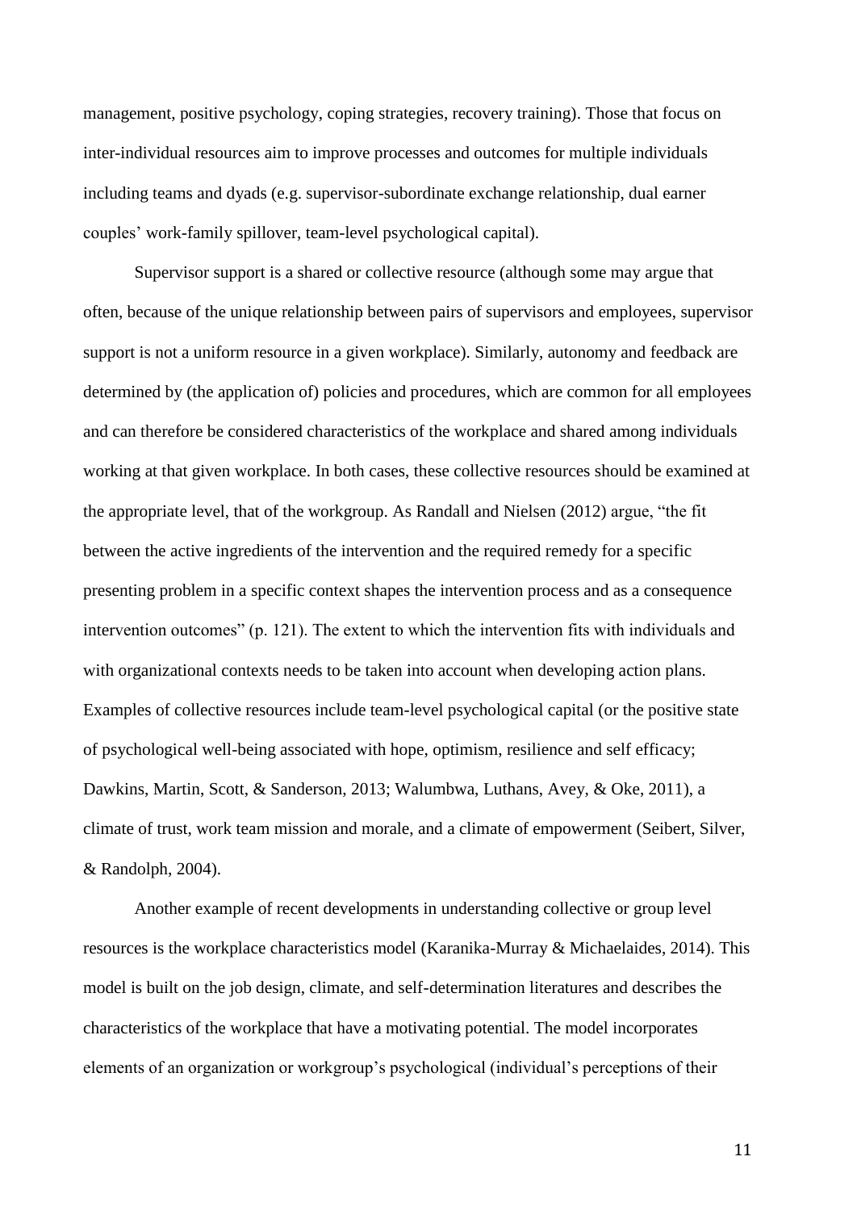management, positive psychology, coping strategies, recovery training). Those that focus on inter-individual resources aim to improve processes and outcomes for multiple individuals including teams and dyads (e.g. supervisor-subordinate exchange relationship, dual earner couples' work-family spillover, team-level psychological capital).

Supervisor support is a shared or collective resource (although some may argue that often, because of the unique relationship between pairs of supervisors and employees, supervisor support is not a uniform resource in a given workplace). Similarly, autonomy and feedback are determined by (the application of) policies and procedures, which are common for all employees and can therefore be considered characteristics of the workplace and shared among individuals working at that given workplace. In both cases, these collective resources should be examined at the appropriate level, that of the workgroup. As Randall and Nielsen (2012) argue, "the fit between the active ingredients of the intervention and the required remedy for a specific presenting problem in a specific context shapes the intervention process and as a consequence intervention outcomes" (p. 121). The extent to which the intervention fits with individuals and with organizational contexts needs to be taken into account when developing action plans. Examples of collective resources include team-level psychological capital (or the positive state of psychological well-being associated with hope, optimism, resilience and self efficacy; Dawkins, Martin, Scott, & Sanderson, 2013; Walumbwa, Luthans, Avey, & Oke, 2011), a climate of trust, work team mission and morale, and a climate of empowerment (Seibert, Silver, & Randolph, 2004).

Another example of recent developments in understanding collective or group level resources is the workplace characteristics model (Karanika-Murray & Michaelaides, 2014). This model is built on the job design, climate, and self-determination literatures and describes the characteristics of the workplace that have a motivating potential. The model incorporates elements of an organization or workgroup's psychological (individual's perceptions of their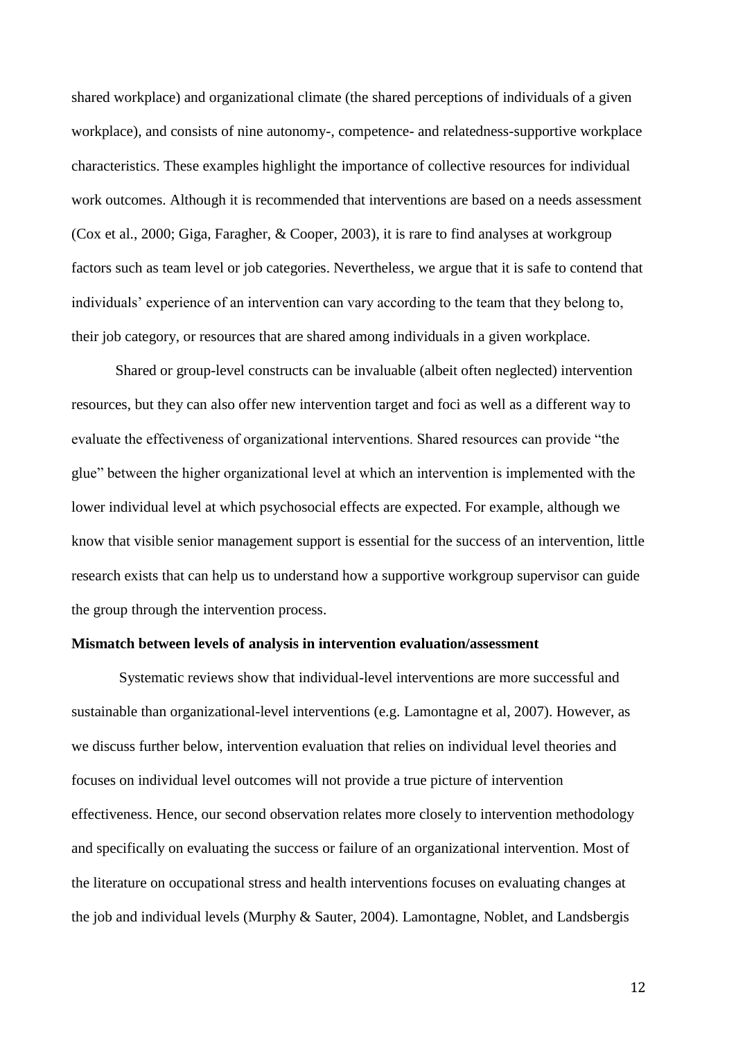shared workplace) and organizational climate (the shared perceptions of individuals of a given workplace), and consists of nine autonomy-, competence- and relatedness-supportive workplace characteristics. These examples highlight the importance of collective resources for individual work outcomes. Although it is recommended that interventions are based on a needs assessment (Cox et al., 2000; Giga, Faragher, & Cooper, 2003), it is rare to find analyses at workgroup factors such as team level or job categories. Nevertheless, we argue that it is safe to contend that individuals' experience of an intervention can vary according to the team that they belong to, their job category, or resources that are shared among individuals in a given workplace.

Shared or group-level constructs can be invaluable (albeit often neglected) intervention resources, but they can also offer new intervention target and foci as well as a different way to evaluate the effectiveness of organizational interventions. Shared resources can provide "the glue" between the higher organizational level at which an intervention is implemented with the lower individual level at which psychosocial effects are expected. For example, although we know that visible senior management support is essential for the success of an intervention, little research exists that can help us to understand how a supportive workgroup supervisor can guide the group through the intervention process.

**Mismatch between levels of analysis in intervention evaluation/assessment**

Systematic reviews show that individual-level interventions are more successful and sustainable than organizational-level interventions (e.g. Lamontagne et al, 2007). However, as we discuss further below, intervention evaluation that relies on individual level theories and focuses on individual level outcomes will not provide a true picture of intervention effectiveness. Hence, our second observation relates more closely to intervention methodology and specifically on evaluating the success or failure of an organizational intervention. Most of the literature on occupational stress and health interventions focuses on evaluating changes at the job and individual levels (Murphy & Sauter, 2004). Lamontagne, Noblet, and Landsbergis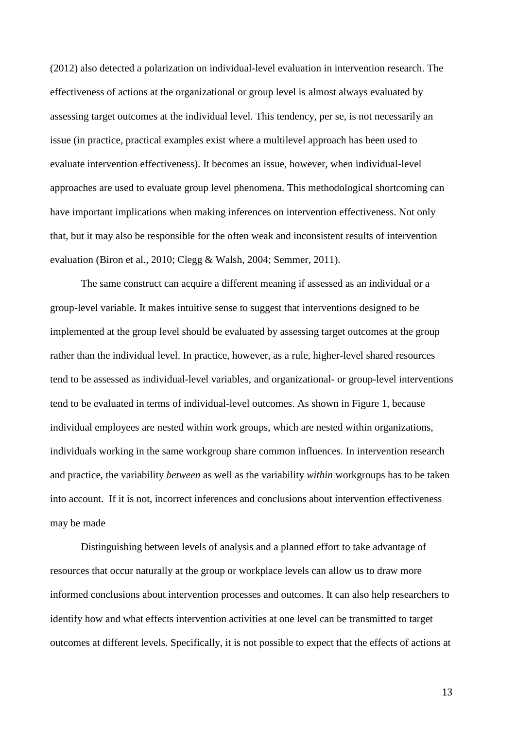(2012) also detected a polarization on individual-level evaluation in intervention research. The effectiveness of actions at the organizational or group level is almost always evaluated by assessing target outcomes at the individual level. This tendency, per se, is not necessarily an issue (in practice, practical examples exist where a multilevel approach has been used to evaluate intervention effectiveness). It becomes an issue, however, when individual-level approaches are used to evaluate group level phenomena. This methodological shortcoming can have important implications when making inferences on intervention effectiveness. Not only that, but it may also be responsible for the often weak and inconsistent results of intervention evaluation (Biron et al., 2010; Clegg & Walsh, 2004; Semmer, 2011).

The same construct can acquire a different meaning if assessed as an individual or a group-level variable. It makes intuitive sense to suggest that interventions designed to be implemented at the group level should be evaluated by assessing target outcomes at the group rather than the individual level. In practice, however, as a rule, higher-level shared resources tend to be assessed as individual-level variables, and organizational- or group-level interventions tend to be evaluated in terms of individual-level outcomes. As shown in Figure 1, because individual employees are nested within work groups, which are nested within organizations, individuals working in the same workgroup share common influences. In intervention research and practice, the variability *between* as well as the variability *within* workgroups has to be taken into account. If it is not, incorrect inferences and conclusions about intervention effectiveness may be made

Distinguishing between levels of analysis and a planned effort to take advantage of resources that occur naturally at the group or workplace levels can allow us to draw more informed conclusions about intervention processes and outcomes. It can also help researchers to identify how and what effects intervention activities at one level can be transmitted to target outcomes at different levels. Specifically, it is not possible to expect that the effects of actions at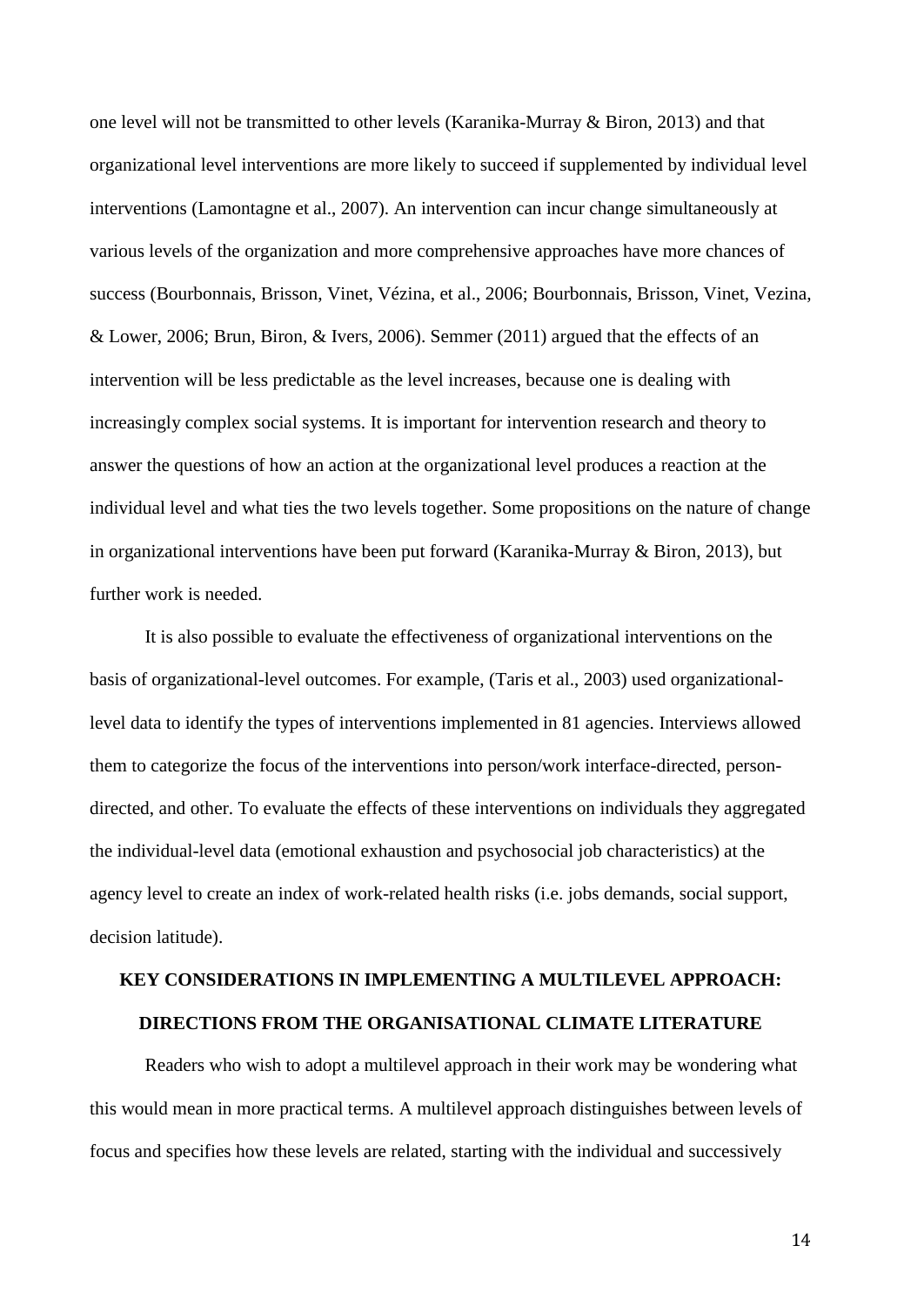one level will not be transmitted to other levels (Karanika-Murray & Biron, 2013) and that organizational level interventions are more likely to succeed if supplemented by individual level interventions (Lamontagne et al., 2007). An intervention can incur change simultaneously at various levels of the organization and more comprehensive approaches have more chances of success (Bourbonnais, Brisson, Vinet, Vézina, et al., 2006; Bourbonnais, Brisson, Vinet, Vezina, & Lower, 2006; Brun, Biron, & Ivers, 2006). Semmer (2011) argued that the effects of an intervention will be less predictable as the level increases, because one is dealing with increasingly complex social systems. It is important for intervention research and theory to answer the questions of how an action at the organizational level produces a reaction at the individual level and what ties the two levels together. Some propositions on the nature of change in organizational interventions have been put forward (Karanika-Murray & Biron, 2013), but further work is needed.

It is also possible to evaluate the effectiveness of organizational interventions on the basis of organizational-level outcomes. For example, (Taris et al., 2003) used organizational-level data to identify the types of interventions implemented in 81 agencies. Interviews allowed them to categorize the focus of the interventions into person/work interface-directed, person-directed, and other. To evaluate the effects of these interventions on individuals they aggregated the individual-level data (emotional exhaustion and psychosocial job characteristics) at the agency level to create an index of work-related health risks (i.e. jobs demands, social support, decision latitude).

## KEY CONSIDERATIONS IN IMPLEMENTING A MULTILEVEL APPROACH: DIRECTIONS FROM THE ORGANISATIONAL CLIMATE LITERATURE

Readers who wish to adopt a multilevel approach in their work may be wondering what this would mean in more practical terms. A multilevel approach distinguishes between levels of focus and specifies how these levels are related, starting with the individual and successively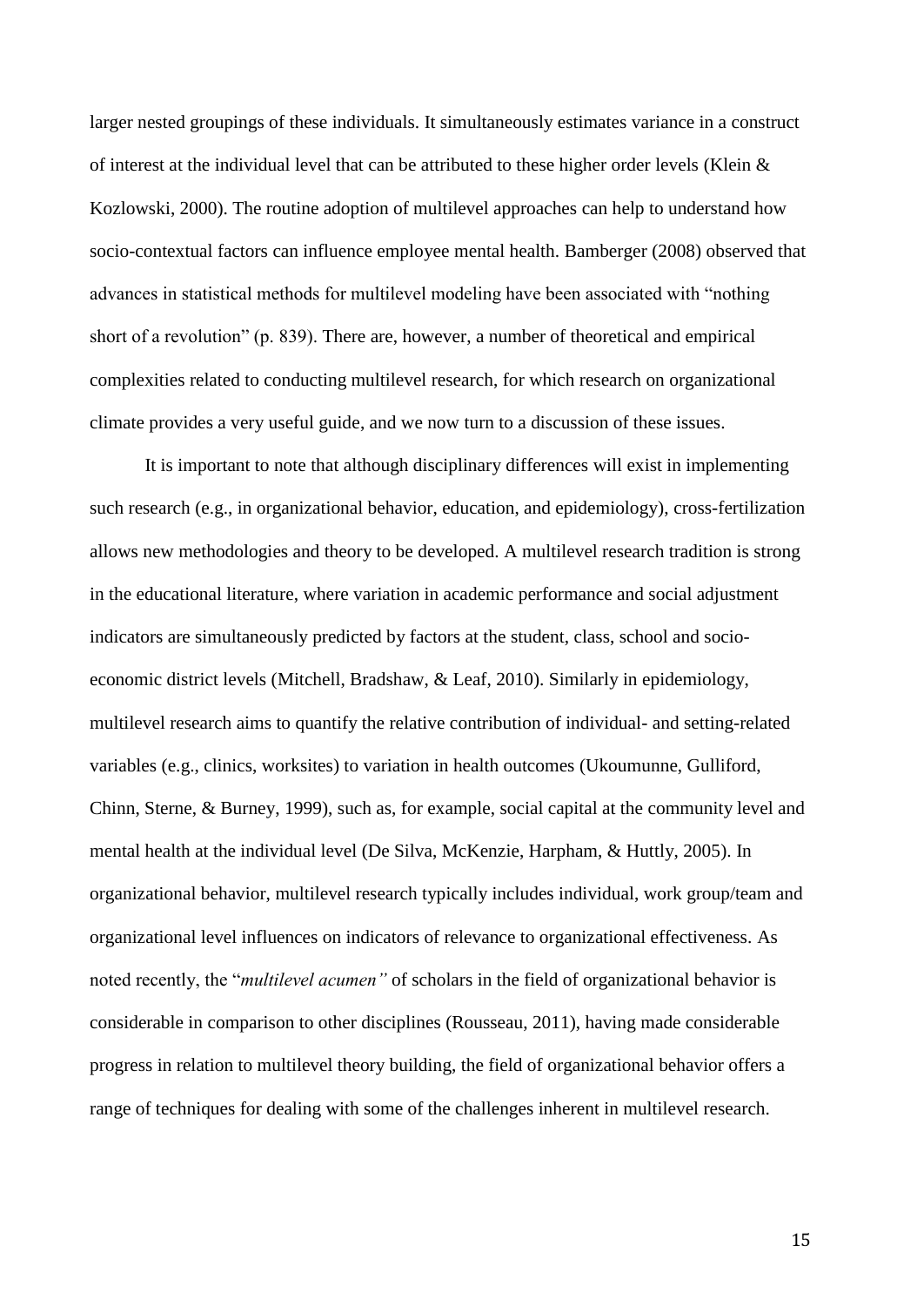larger nested groupings of these individuals. It simultaneously estimates variance in a construct of interest at the individual level that can be attributed to these higher order levels (Klein & Kozlowski, 2000). The routine adoption of multilevel approaches can help to understand how socio-contextual factors can influence employee mental health. Bamberger (2008) observed that advances in statistical methods for multilevel modeling have been associated with "nothing short of a revolution" (p. 839). There are, however, a number of theoretical and empirical complexities related to conducting multilevel research, for which research on organizational climate provides a very useful guide, and we now turn to a discussion of these issues.

It is important to note that although disciplinary differences will exist in implementing such research (e.g., in organizational behavior, education, and epidemiology), cross-fertilization allows new methodologies and theory to be developed. A multilevel research tradition is strong in the educational literature, where variation in academic performance and social adjustment indicators are simultaneously predicted by factors at the student, class, school and socio-economic district levels (Mitchell, Bradshaw, & Leaf, 2010). Similarly in epidemiology, multilevel research aims to quantify the relative contribution of individual- and setting-related variables (e.g., clinics, worksites) to variation in health outcomes (Ukoumunne, Gulliford, Chinn, Sterne, & Burney, 1999), such as, for example, social capital at the community level and mental health at the individual level (De Silva, McKenzie, Harpham, & Huttly, 2005). In organizational behavior, multilevel research typically includes individual, work group/team and organizational level influences on indicators of relevance to organizational effectiveness. As noted recently, the "*multilevel acumen"* of scholars in the field of organizational behavior is considerable in comparison to other disciplines (Rousseau, 2011), having made considerable progress in relation to multilevel theory building, the field of organizational behavior offers a range of techniques for dealing with some of the challenges inherent in multilevel research.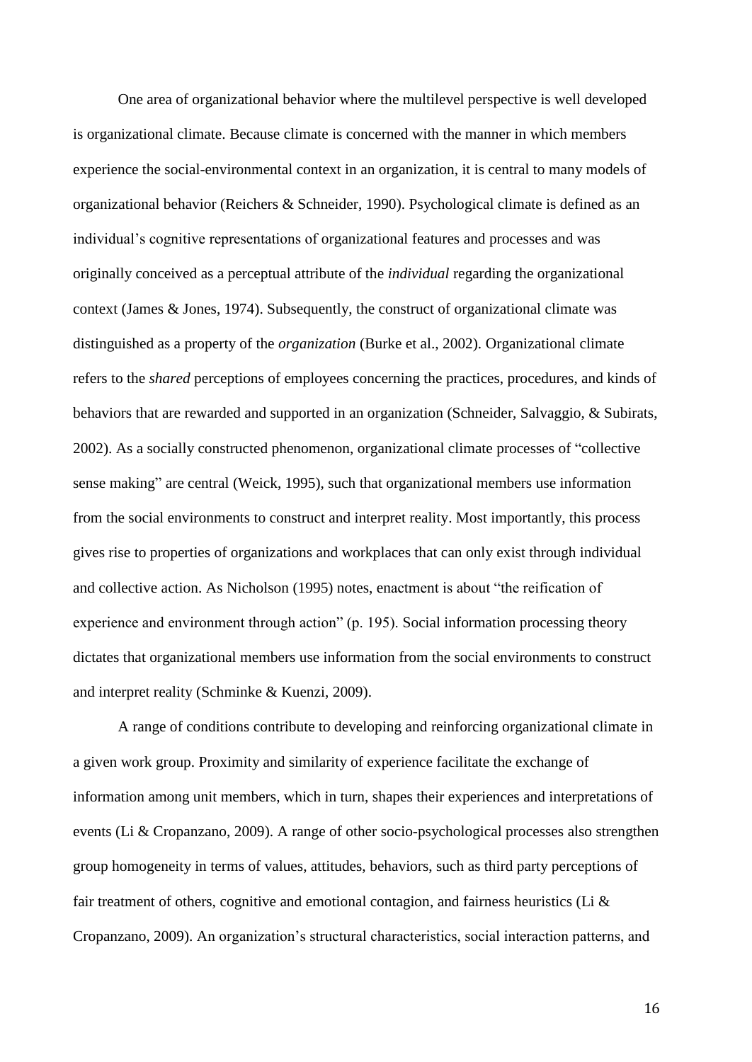One area of organizational behavior where the multilevel perspective is well developed is organizational climate. Because climate is concerned with the manner in which members experience the social-environmental context in an organization, it is central to many models of organizational behavior (Reichers & Schneider, 1990). Psychological climate is defined as an individual's cognitive representations of organizational features and processes and was originally conceived as a perceptual attribute of the *individual* regarding the organizational context (James & Jones, 1974). Subsequently, the construct of organizational climate was distinguished as a property of the *organization* (Burke et al., 2002). Organizational climate refers to the *shared* perceptions of employees concerning the practices, procedures, and kinds of behaviors that are rewarded and supported in an organization (Schneider, Salvaggio, & Subirats, 2002). As a socially constructed phenomenon, organizational climate processes of "collective sense making" are central (Weick, 1995), such that organizational members use information from the social environments to construct and interpret reality. Most importantly, this process gives rise to properties of organizations and workplaces that can only exist through individual and collective action. As Nicholson (1995) notes, enactment is about "the reification of experience and environment through action" (p. 195). Social information processing theory dictates that organizational members use information from the social environments to construct and interpret reality (Schminke & Kuenzi, 2009).

A range of conditions contribute to developing and reinforcing organizational climate in a given work group. Proximity and similarity of experience facilitate the exchange of information among unit members, which in turn, shapes their experiences and interpretations of events (Li & Cropanzano, 2009). A range of other socio-psychological processes also strengthen group homogeneity in terms of values, attitudes, behaviors, such as third party perceptions of fair treatment of others, cognitive and emotional contagion, and fairness heuristics (Li & Cropanzano, 2009). An organization's structural characteristics, social interaction patterns, and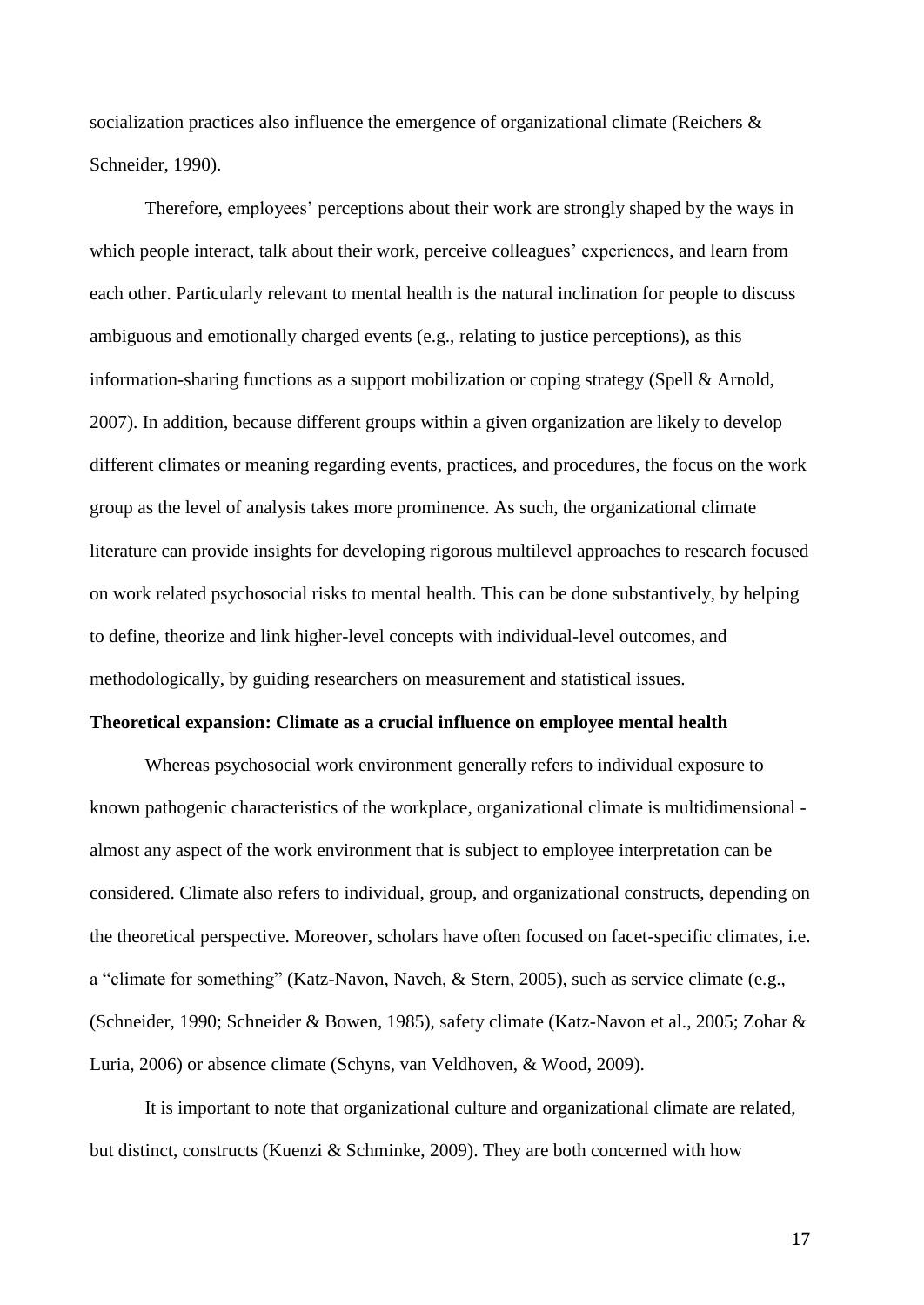socialization practices also influence the emergence of organizational climate (Reichers & Schneider, 1990).

Therefore, employees' perceptions about their work are strongly shaped by the ways in which people interact, talk about their work, perceive colleagues' experiences, and learn from each other. Particularly relevant to mental health is the natural inclination for people to discuss ambiguous and emotionally charged events (e.g., relating to justice perceptions), as this information-sharing functions as a support mobilization or coping strategy (Spell & Arnold, 2007). In addition, because different groups within a given organization are likely to develop different climates or meaning regarding events, practices, and procedures, the focus on the work group as the level of analysis takes more prominence. As such, the organizational climate literature can provide insights for developing rigorous multilevel approaches to research focused on work related psychosocial risks to mental health. This can be done substantively, by helping to define, theorize and link higher-level concepts with individual-level outcomes, and methodologically, by guiding researchers on measurement and statistical issues.

**Theoretical expansion: Climate as a crucial influence on employee mental health**

Whereas psychosocial work environment generally refers to individual exposure to known pathogenic characteristics of the workplace, organizational climate is multidimensional - almost any aspect of the work environment that is subject to employee interpretation can be considered. Climate also refers to individual, group, and organizational constructs, depending on the theoretical perspective. Moreover, scholars have often focused on facet-specific climates, i.e. a "climate for something" (Katz-Navon, Naveh, & Stern, 2005), such as service climate (e.g., (Schneider, 1990; Schneider & Bowen, 1985), safety climate (Katz-Navon et al., 2005; Zohar & Luria, 2006) or absence climate (Schyns, van Veldhoven, & Wood, 2009).

It is important to note that organizational culture and organizational climate are related, but distinct, constructs (Kuenzi & Schminke, 2009). They are both concerned with how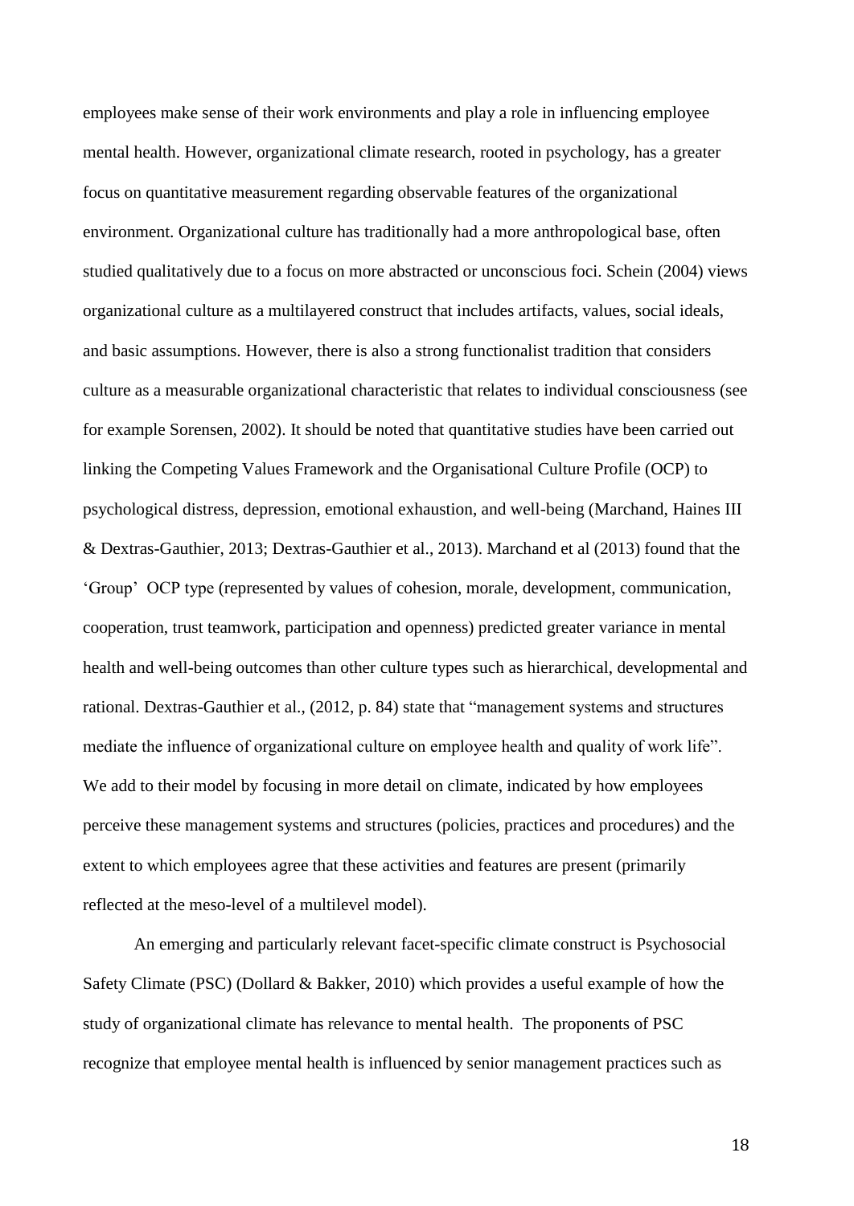employees make sense of their work environments and play a role in influencing employee mental health. However, organizational climate research, rooted in psychology, has a greater focus on quantitative measurement regarding observable features of the organizational environment. Organizational culture has traditionally had a more anthropological base, often studied qualitatively due to a focus on more abstracted or unconscious foci. Schein (2004) views organizational culture as a multilayered construct that includes artifacts, values, social ideals, and basic assumptions. However, there is also a strong functionalist tradition that considers culture as a measurable organizational characteristic that relates to individual consciousness (see for example Sorensen, 2002). It should be noted that quantitative studies have been carried out linking the Competing Values Framework and the Organisational Culture Profile (OCP) to psychological distress, depression, emotional exhaustion, and well-being (Marchand, Haines III & Dextras-Gauthier, 2013; Dextras-Gauthier et al., 2013). Marchand et al (2013) found that the 'Group' OCP type (represented by values of cohesion, morale, development, communication, cooperation, trust teamwork, participation and openness) predicted greater variance in mental health and well-being outcomes than other culture types such as hierarchical, developmental and rational. Dextras-Gauthier et al., (2012, p. 84) state that "management systems and structures mediate the influence of organizational culture on employee health and quality of work life". We add to their model by focusing in more detail on climate, indicated by how employees perceive these management systems and structures (policies, practices and procedures) and the extent to which employees agree that these activities and features are present (primarily reflected at the meso-level of a multilevel model).

An emerging and particularly relevant facet-specific climate construct is Psychosocial Safety Climate (PSC) (Dollard & Bakker, 2010) which provides a useful example of how the study of organizational climate has relevance to mental health. The proponents of PSC recognize that employee mental health is influenced by senior management practices such as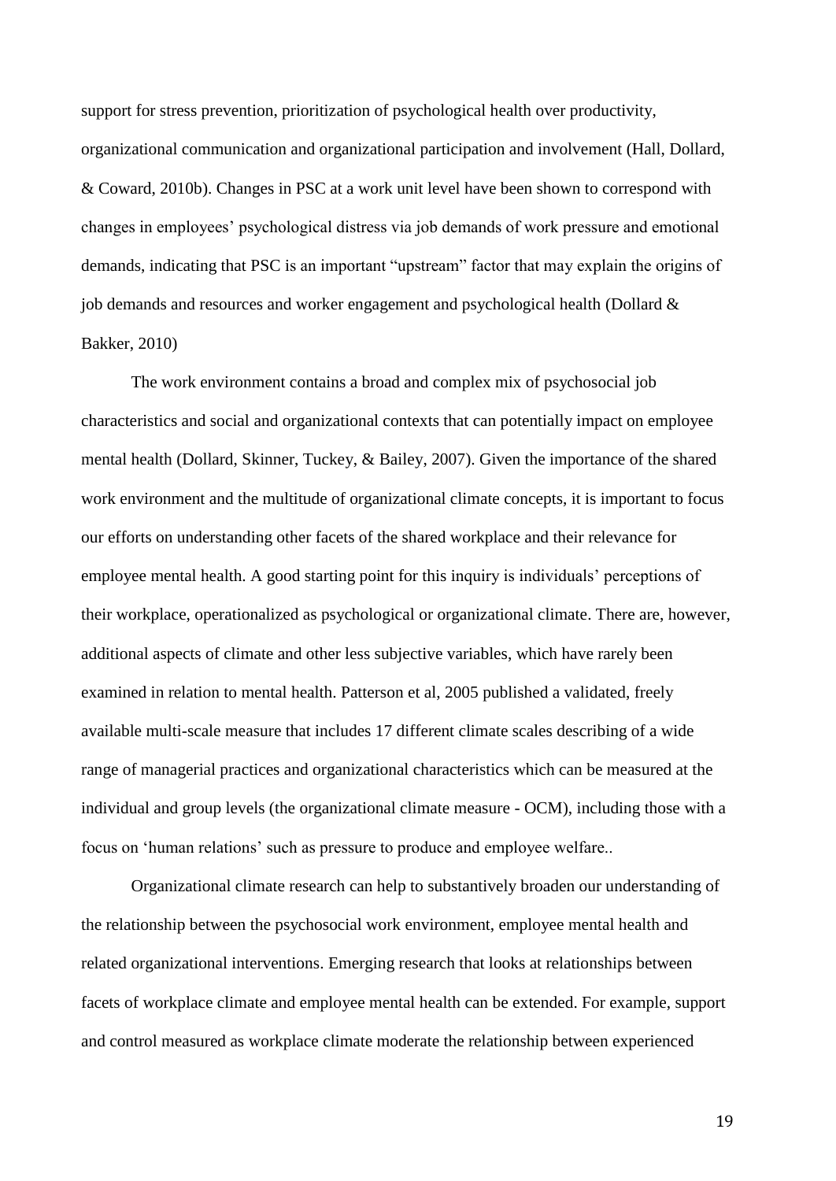support for stress prevention, prioritization of psychological health over productivity, organizational communication and organizational participation and involvement (Hall, Dollard, & Coward, 2010b). Changes in PSC at a work unit level have been shown to correspond with changes in employees' psychological distress via job demands of work pressure and emotional demands, indicating that PSC is an important "upstream" factor that may explain the origins of job demands and resources and worker engagement and psychological health (Dollard & Bakker, 2010)

The work environment contains a broad and complex mix of psychosocial job characteristics and social and organizational contexts that can potentially impact on employee mental health (Dollard, Skinner, Tuckey, & Bailey, 2007). Given the importance of the shared work environment and the multitude of organizational climate concepts, it is important to focus our efforts on understanding other facets of the shared workplace and their relevance for employee mental health. A good starting point for this inquiry is individuals' perceptions of their workplace, operationalized as psychological or organizational climate. There are, however, additional aspects of climate and other less subjective variables, which have rarely been examined in relation to mental health. Patterson et al, 2005 published a validated, freely available multi-scale measure that includes 17 different climate scales describing of a wide range of managerial practices and organizational characteristics which can be measured at the individual and group levels (the organizational climate measure - OCM), including those with a focus on 'human relations' such as pressure to produce and employee welfare..

Organizational climate research can help to substantively broaden our understanding of the relationship between the psychosocial work environment, employee mental health and related organizational interventions. Emerging research that looks at relationships between facets of workplace climate and employee mental health can be extended. For example, support and control measured as workplace climate moderate the relationship between experienced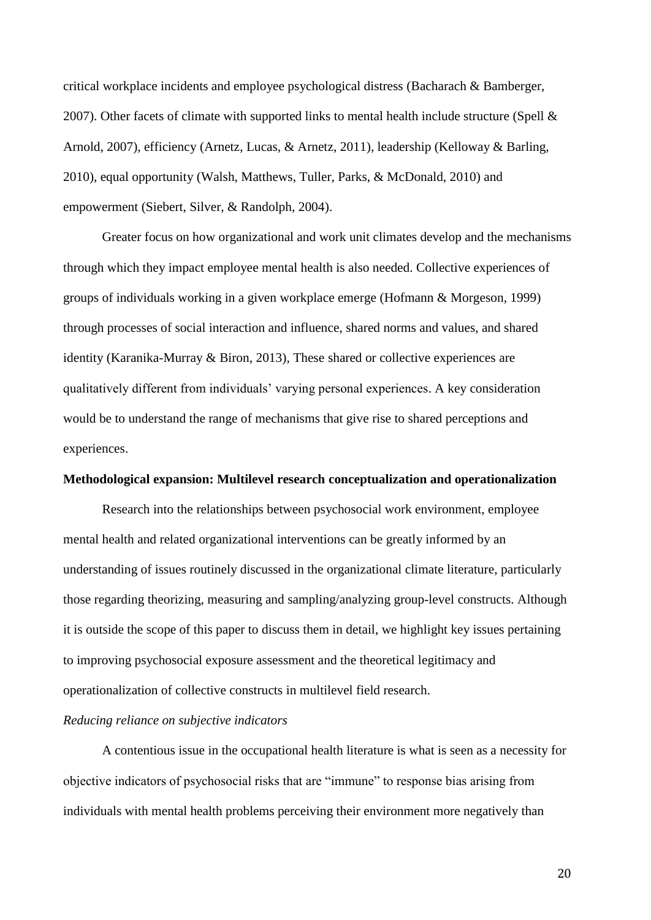critical workplace incidents and employee psychological distress (Bacharach & Bamberger, 2007). Other facets of climate with supported links to mental health include structure (Spell & Arnold, 2007), efficiency (Arnetz, Lucas, & Arnetz, 2011), leadership (Kelloway & Barling, 2010), equal opportunity (Walsh, Matthews, Tuller, Parks, & McDonald, 2010) and empowerment (Siebert, Silver, & Randolph, 2004).

Greater focus on how organizational and work unit climates develop and the mechanisms through which they impact employee mental health is also needed. Collective experiences of groups of individuals working in a given workplace emerge (Hofmann & Morgeson, 1999) through processes of social interaction and influence, shared norms and values, and shared identity (Karanika-Murray & Biron, 2013), These shared or collective experiences are qualitatively different from individuals' varying personal experiences. A key consideration would be to understand the range of mechanisms that give rise to shared perceptions and experiences.

**Methodological expansion: Multilevel research conceptualization and operationalization**

Research into the relationships between psychosocial work environment, employee mental health and related organizational interventions can be greatly informed by an understanding of issues routinely discussed in the organizational climate literature, particularly those regarding theorizing, measuring and sampling/analyzing group-level constructs. Although it is outside the scope of this paper to discuss them in detail, we highlight key issues pertaining to improving psychosocial exposure assessment and the theoretical legitimacy and operationalization of collective constructs in multilevel field research.

*Reducing reliance on subjective indicators*

A contentious issue in the occupational health literature is what is seen as a necessity for objective indicators of psychosocial risks that are "immune" to response bias arising from individuals with mental health problems perceiving their environment more negatively than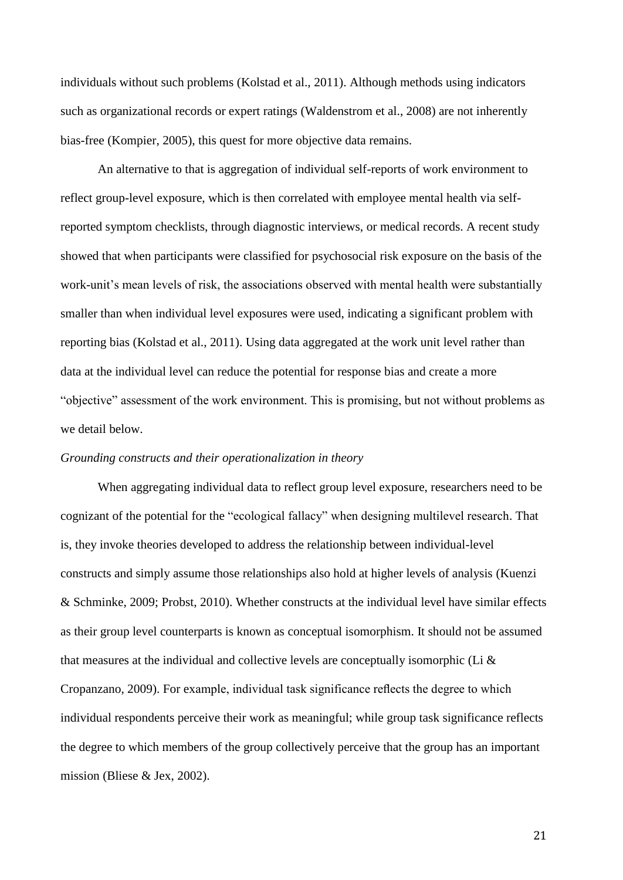individuals without such problems (Kolstad et al., 2011). Although methods using indicators such as organizational records or expert ratings (Waldenstrom et al., 2008) are not inherently bias-free (Kompier, 2005), this quest for more objective data remains.

An alternative to that is aggregation of individual self-reports of work environment to reflect group-level exposure, which is then correlated with employee mental health via self-reported symptom checklists, through diagnostic interviews, or medical records. A recent study showed that when participants were classified for psychosocial risk exposure on the basis of the work-unit's mean levels of risk, the associations observed with mental health were substantially smaller than when individual level exposures were used, indicating a significant problem with reporting bias (Kolstad et al., 2011). Using data aggregated at the work unit level rather than data at the individual level can reduce the potential for response bias and create a more "objective" assessment of the work environment. This is promising, but not without problems as we detail below.

*Grounding constructs and their operationalization in theory*

When aggregating individual data to reflect group level exposure, researchers need to be cognizant of the potential for the "ecological fallacy" when designing multilevel research. That is, they invoke theories developed to address the relationship between individual-level constructs and simply assume those relationships also hold at higher levels of analysis (Kuenzi & Schminke, 2009; Probst, 2010). Whether constructs at the individual level have similar effects as their group level counterparts is known as conceptual isomorphism. It should not be assumed that measures at the individual and collective levels are conceptually isomorphic (Li & Cropanzano, 2009). For example, individual task significance reflects the degree to which individual respondents perceive their work as meaningful; while group task significance reflects the degree to which members of the group collectively perceive that the group has an important mission (Bliese & Jex, 2002).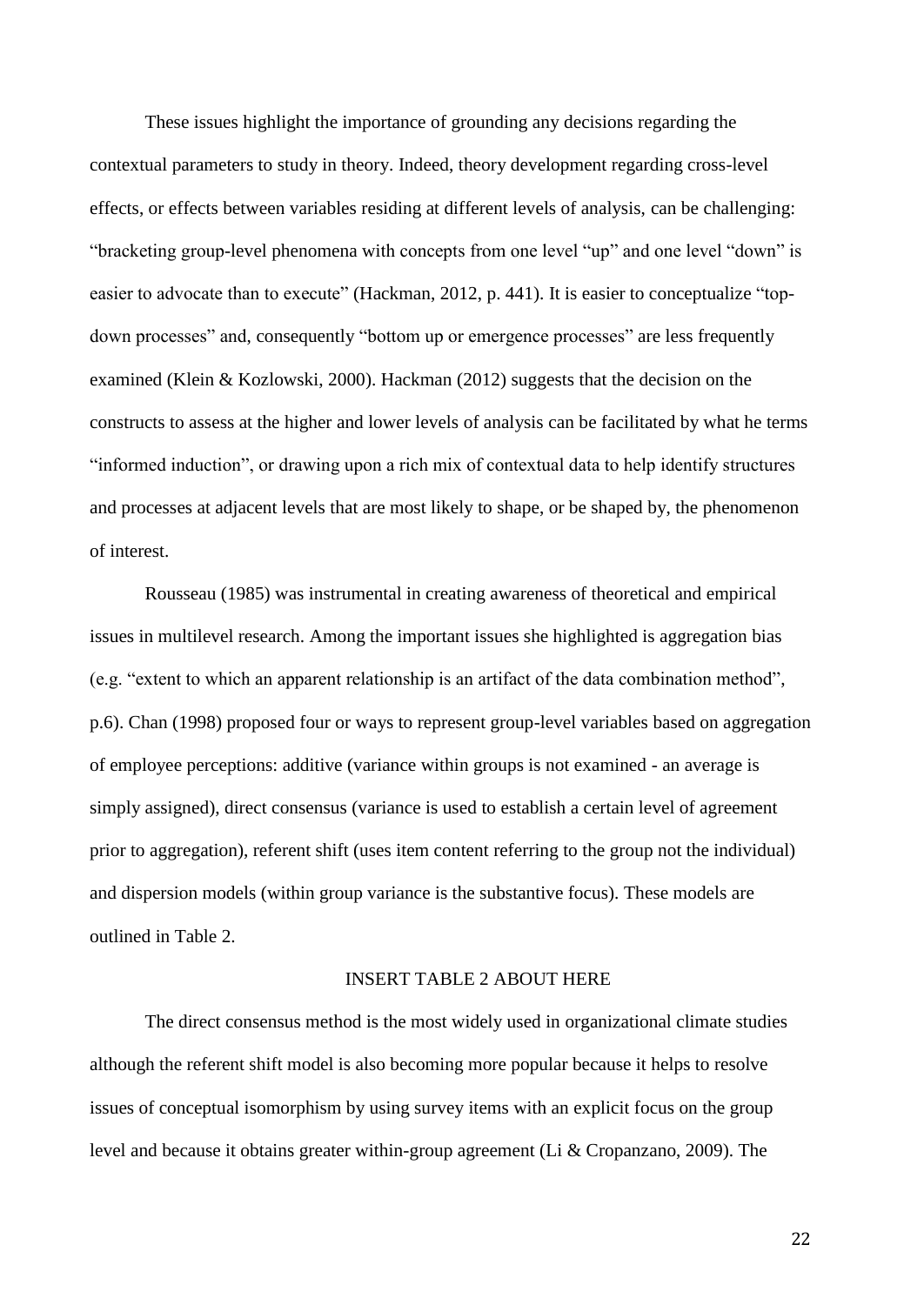These issues highlight the importance of grounding any decisions regarding the contextual parameters to study in theory. Indeed, theory development regarding cross-level effects, or effects between variables residing at different levels of analysis, can be challenging: "bracketing group-level phenomena with concepts from one level "up" and one level "down" is easier to advocate than to execute" (Hackman, 2012, p. 441). It is easier to conceptualize "top-down processes" and, consequently "bottom up or emergence processes" are less frequently examined (Klein & Kozlowski, 2000). Hackman (2012) suggests that the decision on the constructs to assess at the higher and lower levels of analysis can be facilitated by what he terms "informed induction", or drawing upon a rich mix of contextual data to help identify structures and processes at adjacent levels that are most likely to shape, or be shaped by, the phenomenon of interest.

Rousseau (1985) was instrumental in creating awareness of theoretical and empirical issues in multilevel research. Among the important issues she highlighted is aggregation bias (e.g. "extent to which an apparent relationship is an artifact of the data combination method", p.6). Chan (1998) proposed four or ways to represent group-level variables based on aggregation of employee perceptions: additive (variance within groups is not examined - an average is simply assigned), direct consensus (variance is used to establish a certain level of agreement prior to aggregation), referent shift (uses item content referring to the group not the individual) and dispersion models (within group variance is the substantive focus). These models are outlined in Table 2.

INSERT TABLE 2 ABOUT HERE

The direct consensus method is the most widely used in organizational climate studies although the referent shift model is also becoming more popular because it helps to resolve issues of conceptual isomorphism by using survey items with an explicit focus on the group level and because it obtains greater within-group agreement (Li & Cropanzano, 2009). The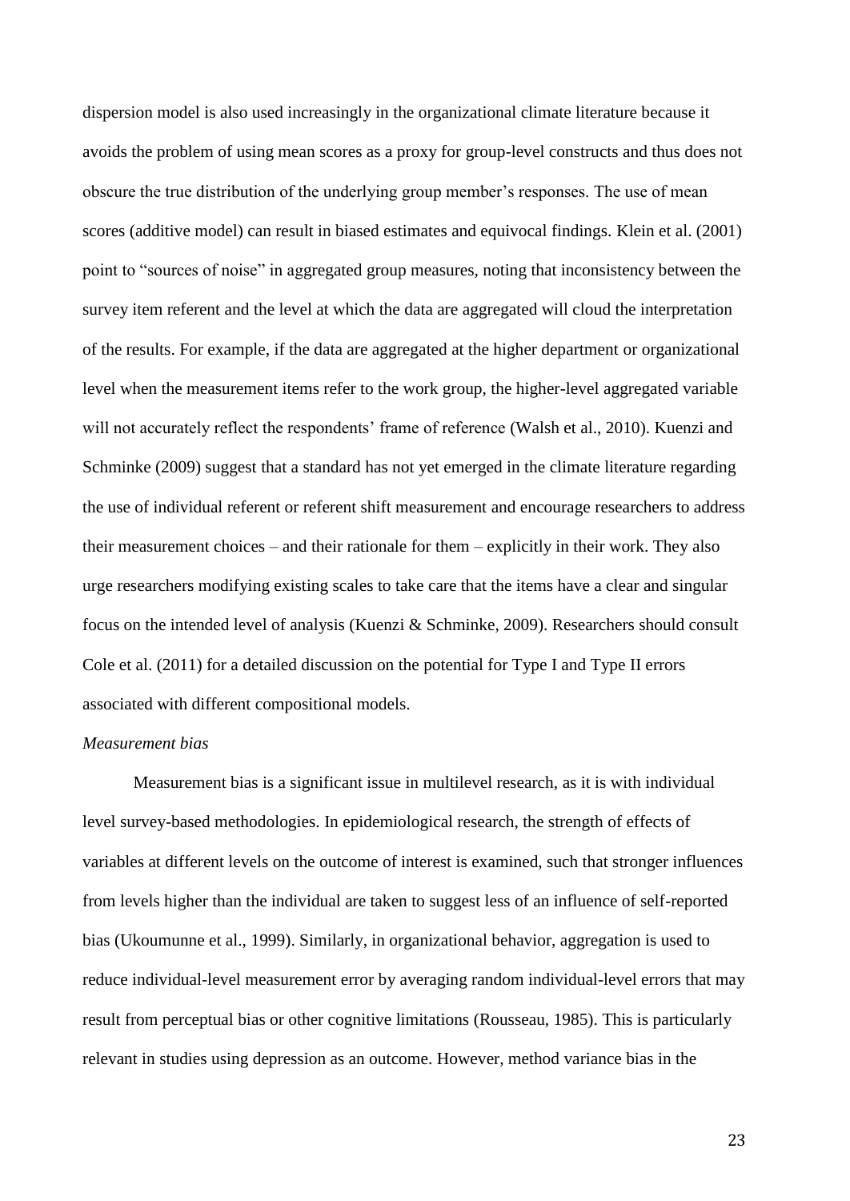dispersion model is also used increasingly in the organizational climate literature because it avoids the problem of using mean scores as a proxy for group-level constructs and thus does not obscure the true distribution of the underlying group member's responses. The use of mean scores (additive model) can result in biased estimates and equivocal findings. Klein et al. (2001) point to "sources of noise" in aggregated group measures, noting that inconsistency between the survey item referent and the level at which the data are aggregated will cloud the interpretation of the results. For example, if the data are aggregated at the higher department or organizational level when the measurement items refer to the work group, the higher-level aggregated variable will not accurately reflect the respondents' frame of reference (Walsh et al., 2010). Kuenzi and Schminke (2009) suggest that a standard has not yet emerged in the climate literature regarding the use of individual referent or referent shift measurement and encourage researchers to address their measurement choices – and their rationale for them – explicitly in their work. They also urge researchers modifying existing scales to take care that the items have a clear and singular focus on the intended level of analysis (Kuenzi & Schminke, 2009). Researchers should consult Cole et al. (2011) for a detailed discussion on the potential for Type I and Type II errors associated with different compositional models.

*Measurement bias*

Measurement bias is a significant issue in multilevel research, as it is with individual level survey-based methodologies. In epidemiological research, the strength of effects of variables at different levels on the outcome of interest is examined, such that stronger influences from levels higher than the individual are taken to suggest less of an influence of self-reported bias (Ukoumunne et al., 1999). Similarly, in organizational behavior, aggregation is used to reduce individual-level measurement error by averaging random individual-level errors that may result from perceptual bias or other cognitive limitations (Rousseau, 1985). This is particularly relevant in studies using depression as an outcome. However, method variance bias in the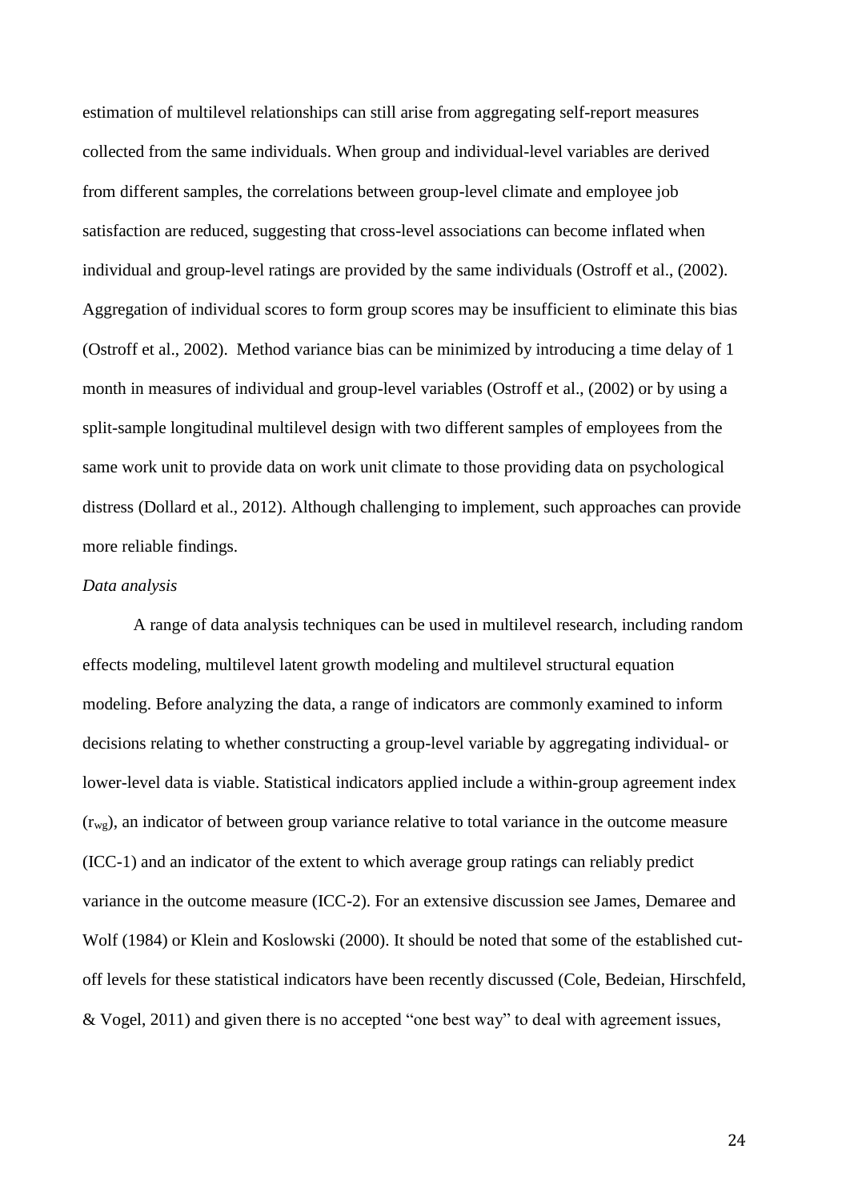estimation of multilevel relationships can still arise from aggregating self-report measures collected from the same individuals. When group and individual-level variables are derived from different samples, the correlations between group-level climate and employee job satisfaction are reduced, suggesting that cross-level associations can become inflated when individual and group-level ratings are provided by the same individuals (Ostroff et al., (2002). Aggregation of individual scores to form group scores may be insufficient to eliminate this bias (Ostroff et al., 2002). Method variance bias can be minimized by introducing a time delay of 1 month in measures of individual and group-level variables (Ostroff et al., (2002) or by using a split-sample longitudinal multilevel design with two different samples of employees from the same work unit to provide data on work unit climate to those providing data on psychological distress (Dollard et al., 2012). Although challenging to implement, such approaches can provide more reliable findings.

*Data analysis*

A range of data analysis techniques can be used in multilevel research, including random effects modeling, multilevel latent growth modeling and multilevel structural equation modeling. Before analyzing the data, a range of indicators are commonly examined to inform decisions relating to whether constructing a group-level variable by aggregating individual- or lower-level data is viable. Statistical indicators applied include a within-group agreement index ($r_{wg}$), an indicator of between group variance relative to total variance in the outcome measure (ICC-1) and an indicator of the extent to which average group ratings can reliably predict variance in the outcome measure (ICC-2). For an extensive discussion see James, Demaree and Wolf (1984) or Klein and Koslowski (2000). It should be noted that some of the established cut-off levels for these statistical indicators have been recently discussed (Cole, Bedeian, Hirschfeld, & Vogel, 2011) and given there is no accepted "one best way" to deal with agreement issues,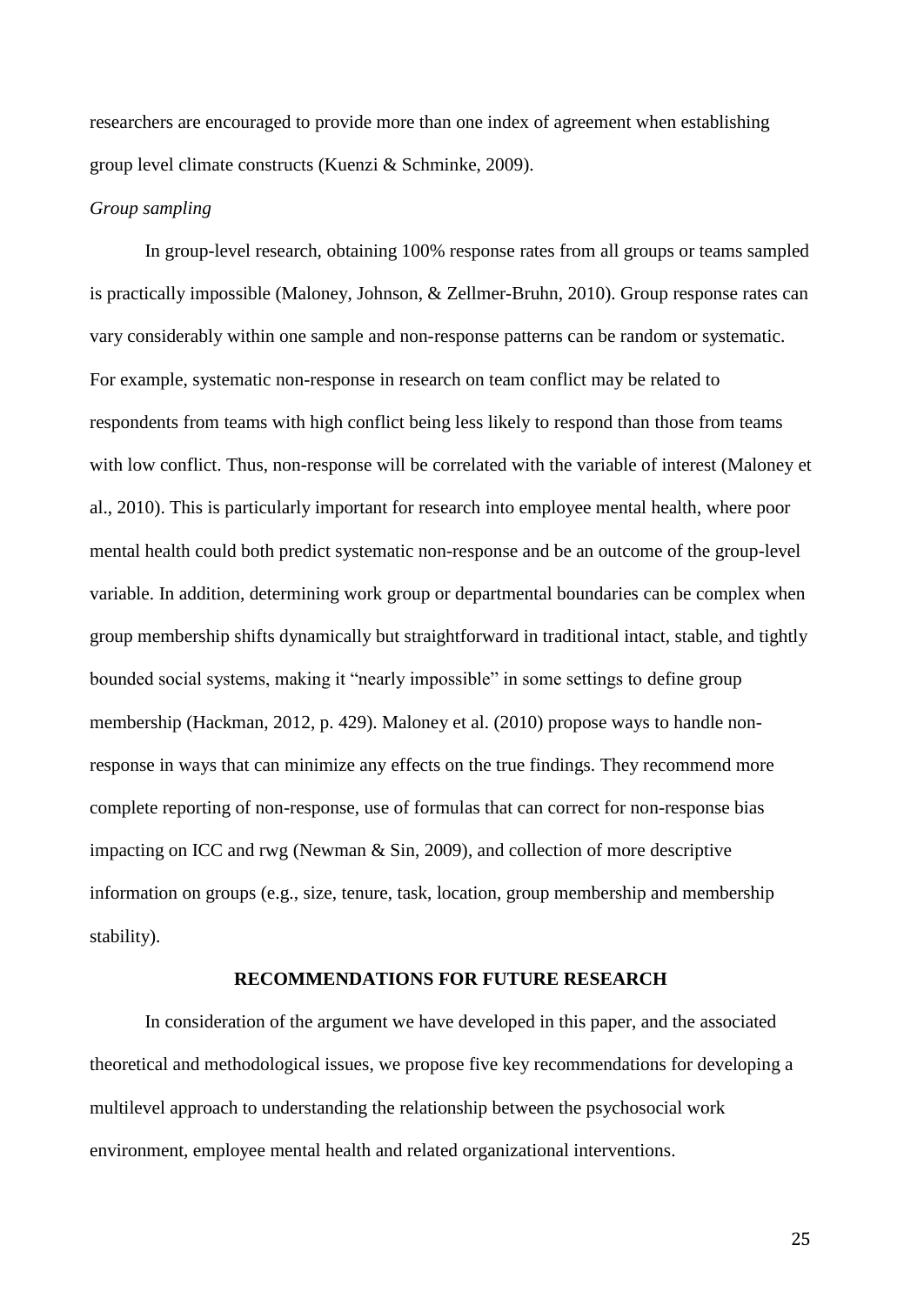researchers are encouraged to provide more than one index of agreement when establishing group level climate constructs (Kuenzi & Schminke, 2009).

*Group sampling*

In group-level research, obtaining 100% response rates from all groups or teams sampled is practically impossible (Maloney, Johnson, & Zellmer-Bruhn, 2010). Group response rates can vary considerably within one sample and non-response patterns can be random or systematic. For example, systematic non-response in research on team conflict may be related to respondents from teams with high conflict being less likely to respond than those from teams with low conflict. Thus, non-response will be correlated with the variable of interest (Maloney et al., 2010). This is particularly important for research into employee mental health, where poor mental health could both predict systematic non-response and be an outcome of the group-level variable. In addition, determining work group or departmental boundaries can be complex when group membership shifts dynamically but straightforward in traditional intact, stable, and tightly bounded social systems, making it "nearly impossible" in some settings to define group membership (Hackman, 2012, p. 429). Maloney et al. (2010) propose ways to handle non-response in ways that can minimize any effects on the true findings. They recommend more complete reporting of non-response, use of formulas that can correct for non-response bias impacting on ICC and rwg (Newman & Sin, 2009), and collection of more descriptive information on groups (e.g., size, tenure, task, location, group membership and membership stability).

## RECOMMENDATIONS FOR FUTURE RESEARCH

In consideration of the argument we have developed in this paper, and the associated theoretical and methodological issues, we propose five key recommendations for developing a multilevel approach to understanding the relationship between the psychosocial work environment, employee mental health and related organizational interventions.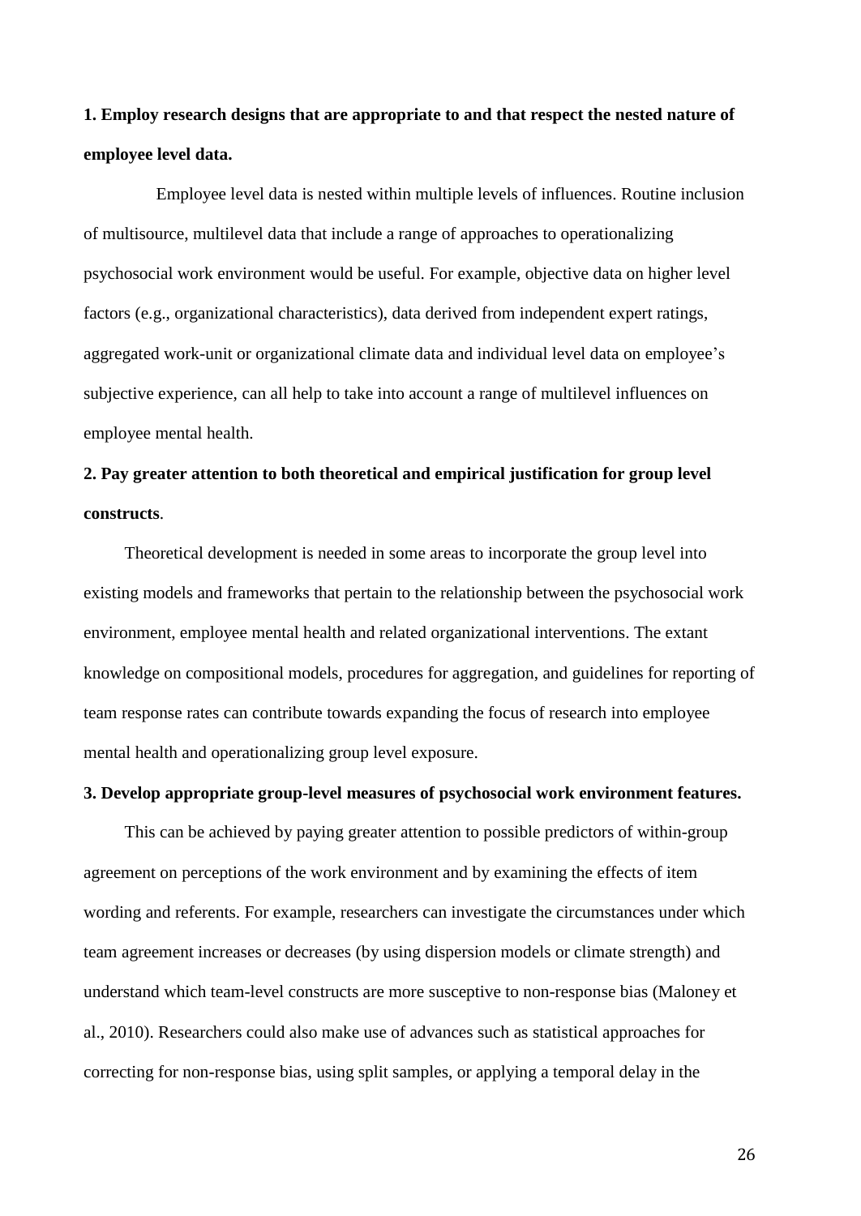**1. Employ research designs that are appropriate to and that respect the nested nature of employee level data.**

Employee level data is nested within multiple levels of influences. Routine inclusion of multisource, multilevel data that include a range of approaches to operationalizing psychosocial work environment would be useful. For example, objective data on higher level factors (e.g., organizational characteristics), data derived from independent expert ratings, aggregated work-unit or organizational climate data and individual level data on employee's subjective experience, can all help to take into account a range of multilevel influences on employee mental health.

**2. Pay greater attention to both theoretical and empirical justification for group level constructs**.

Theoretical development is needed in some areas to incorporate the group level into existing models and frameworks that pertain to the relationship between the psychosocial work environment, employee mental health and related organizational interventions. The extant knowledge on compositional models, procedures for aggregation, and guidelines for reporting of team response rates can contribute towards expanding the focus of research into employee mental health and operationalizing group level exposure.

**3. Develop appropriate group-level measures of psychosocial work environment features.**

This can be achieved by paying greater attention to possible predictors of within-group agreement on perceptions of the work environment and by examining the effects of item wording and referents. For example, researchers can investigate the circumstances under which team agreement increases or decreases (by using dispersion models or climate strength) and understand which team-level constructs are more susceptive to non-response bias (Maloney et al., 2010). Researchers could also make use of advances such as statistical approaches for correcting for non-response bias, using split samples, or applying a temporal delay in the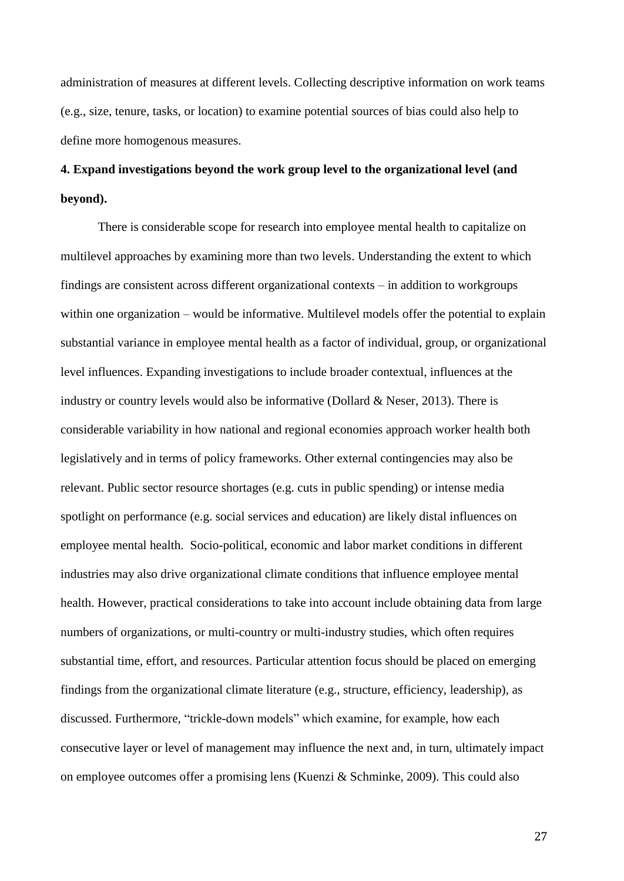administration of measures at different levels. Collecting descriptive information on work teams (e.g., size, tenure, tasks, or location) to examine potential sources of bias could also help to define more homogenous measures.

**4. Expand investigations beyond the work group level to the organizational level (and beyond).**

There is considerable scope for research into employee mental health to capitalize on multilevel approaches by examining more than two levels. Understanding the extent to which findings are consistent across different organizational contexts – in addition to workgroups within one organization – would be informative. Multilevel models offer the potential to explain substantial variance in employee mental health as a factor of individual, group, or organizational level influences. Expanding investigations to include broader contextual, influences at the industry or country levels would also be informative (Dollard & Neser, 2013). There is considerable variability in how national and regional economies approach worker health both legislatively and in terms of policy frameworks. Other external contingencies may also be relevant. Public sector resource shortages (e.g. cuts in public spending) or intense media spotlight on performance (e.g. social services and education) are likely distal influences on employee mental health. Socio-political, economic and labor market conditions in different industries may also drive organizational climate conditions that influence employee mental health. However, practical considerations to take into account include obtaining data from large numbers of organizations, or multi-country or multi-industry studies, which often requires substantial time, effort, and resources. Particular attention focus should be placed on emerging findings from the organizational climate literature (e.g., structure, efficiency, leadership), as discussed. Furthermore, "trickle-down models" which examine, for example, how each consecutive layer or level of management may influence the next and, in turn, ultimately impact on employee outcomes offer a promising lens (Kuenzi & Schminke, 2009). This could also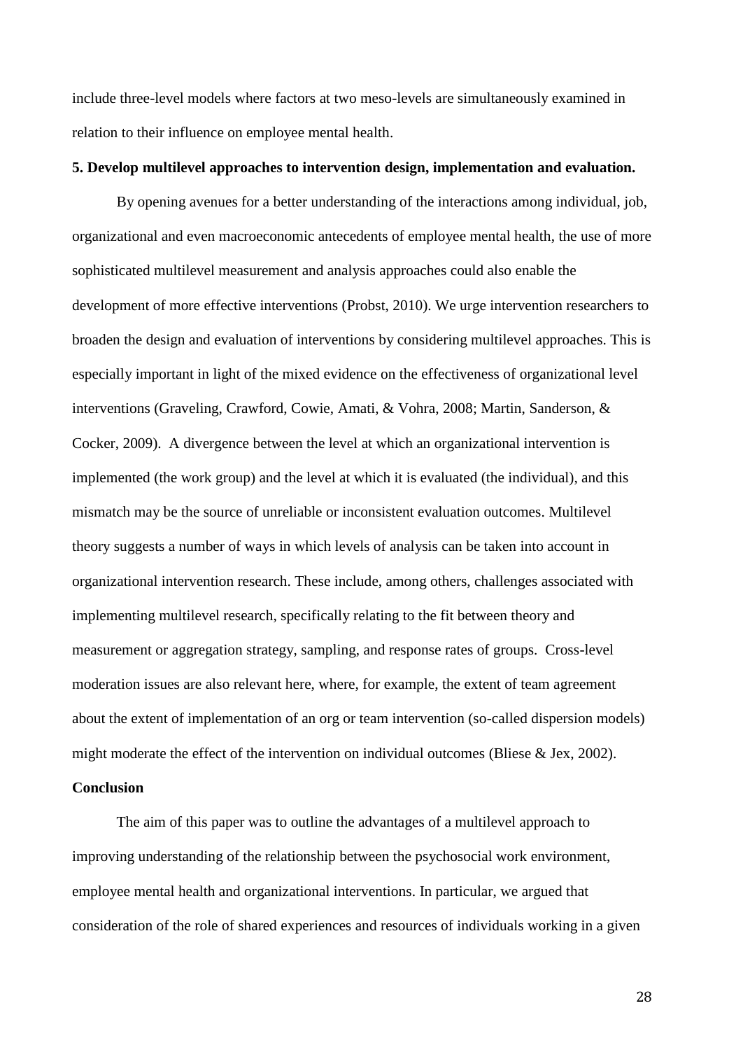include three-level models where factors at two meso-levels are simultaneously examined in relation to their influence on employee mental health.

**5. Develop multilevel approaches to intervention design, implementation and evaluation.**

By opening avenues for a better understanding of the interactions among individual, job, organizational and even macroeconomic antecedents of employee mental health, the use of more sophisticated multilevel measurement and analysis approaches could also enable the development of more effective interventions (Probst, 2010). We urge intervention researchers to broaden the design and evaluation of interventions by considering multilevel approaches. This is especially important in light of the mixed evidence on the effectiveness of organizational level interventions (Graveling, Crawford, Cowie, Amati, & Vohra, 2008; Martin, Sanderson, & Cocker, 2009). A divergence between the level at which an organizational intervention is implemented (the work group) and the level at which it is evaluated (the individual), and this mismatch may be the source of unreliable or inconsistent evaluation outcomes. Multilevel theory suggests a number of ways in which levels of analysis can be taken into account in organizational intervention research. These include, among others, challenges associated with implementing multilevel research, specifically relating to the fit between theory and measurement or aggregation strategy, sampling, and response rates of groups. Cross-level moderation issues are also relevant here, where, for example, the extent of team agreement about the extent of implementation of an org or team intervention (so-called dispersion models) might moderate the effect of the intervention on individual outcomes (Bliese & Jex, 2002).

**Conclusion**

The aim of this paper was to outline the advantages of a multilevel approach to improving understanding of the relationship between the psychosocial work environment, employee mental health and organizational interventions. In particular, we argued that consideration of the role of shared experiences and resources of individuals working in a given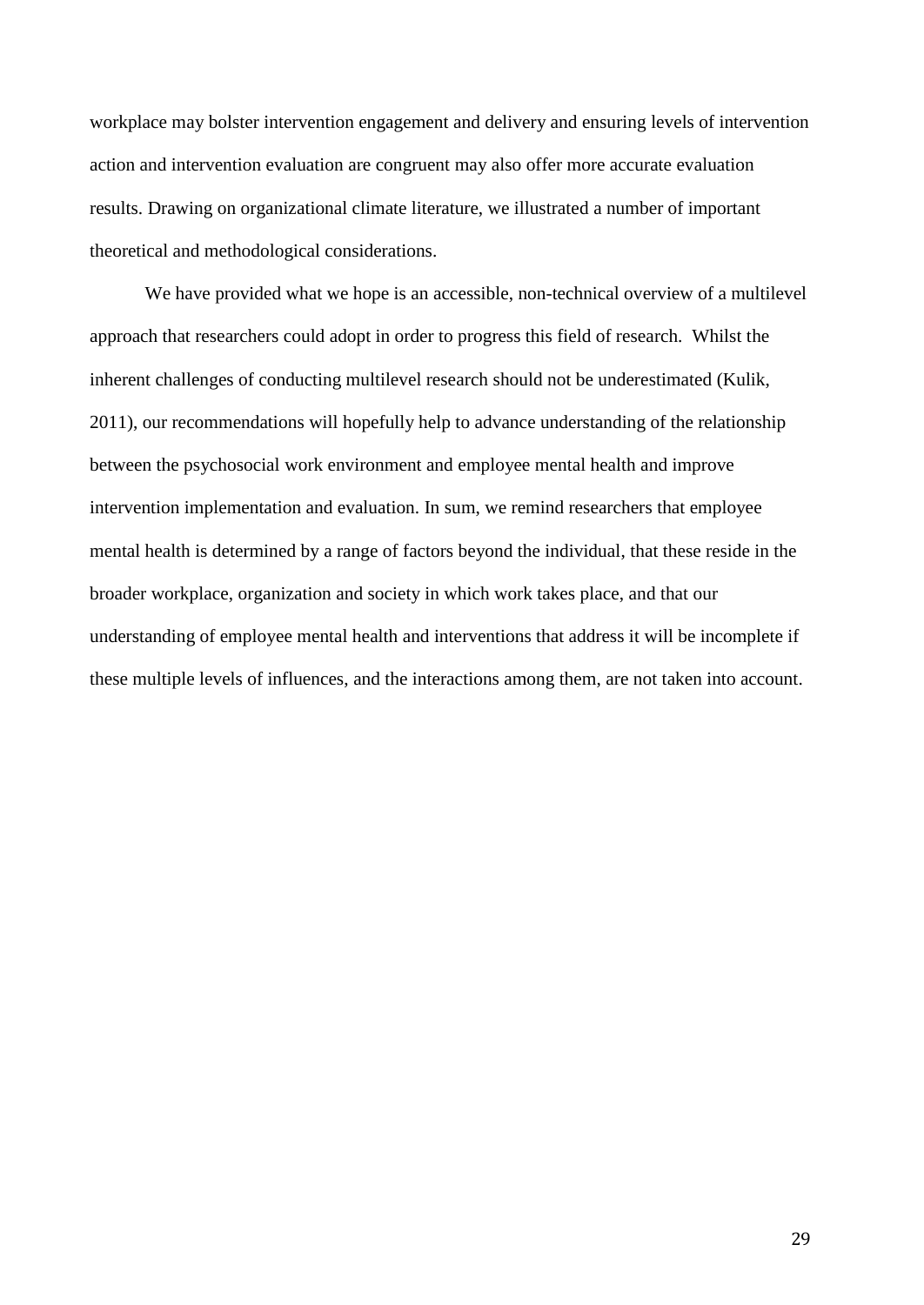workplace may bolster intervention engagement and delivery and ensuring levels of intervention action and intervention evaluation are congruent may also offer more accurate evaluation results. Drawing on organizational climate literature, we illustrated a number of important theoretical and methodological considerations.

We have provided what we hope is an accessible, non-technical overview of a multilevel approach that researchers could adopt in order to progress this field of research. Whilst the inherent challenges of conducting multilevel research should not be underestimated (Kulik, 2011), our recommendations will hopefully help to advance understanding of the relationship between the psychosocial work environment and employee mental health and improve intervention implementation and evaluation. In sum, we remind researchers that employee mental health is determined by a range of factors beyond the individual, that these reside in the broader workplace, organization and society in which work takes place, and that our understanding of employee mental health and interventions that address it will be incomplete if these multiple levels of influences, and the interactions among them, are not taken into account.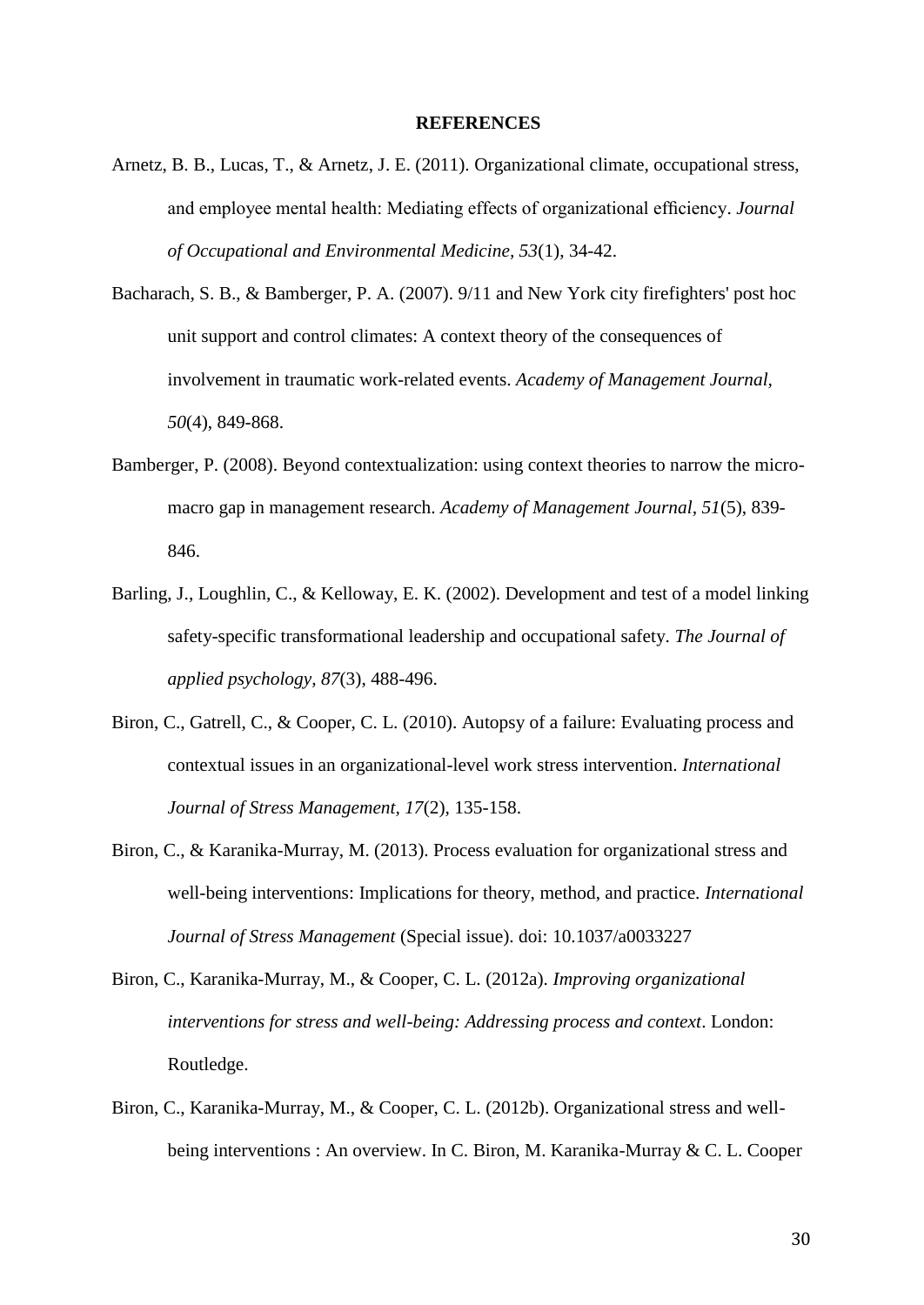## REFERENCES

Arnetz, B. B., Lucas, T., & Arnetz, J. E. (2011). Organizational climate, occupational stress, and employee mental health: Mediating effects of organizational efficiency. *Journal of Occupational and Environmental Medicine, 53*(1), 34-42.

Bacharach, S. B., & Bamberger, P. A. (2007). 9/11 and New York city firefighters' post hoc unit support and control climates: A context theory of the consequences of involvement in traumatic work-related events. *Academy of Management Journal, 50*(4), 849-868.

Bamberger, P. (2008). Beyond contextualization: using context theories to narrow the micro-macro gap in management research. *Academy of Management Journal, 51*(5), 839-846.

Barling, J., Loughlin, C., & Kelloway, E. K. (2002). Development and test of a model linking safety-specific transformational leadership and occupational safety. *The Journal of applied psychology, 87*(3), 488-496.

Biron, C., Gatrell, C., & Cooper, C. L. (2010). Autopsy of a failure: Evaluating process and contextual issues in an organizational-level work stress intervention. *International Journal of Stress Management, 17*(2), 135-158.

Biron, C., & Karanika-Murray, M. (2013). Process evaluation for organizational stress and well-being interventions: Implications for theory, method, and practice. *International Journal of Stress Management* (Special issue). doi: 10.1037/a0033227

Biron, C., Karanika-Murray, M., & Cooper, C. L. (2012a). *Improving organizational interventions for stress and well-being: Addressing process and context*. London: Routledge.

Biron, C., Karanika-Murray, M., & Cooper, C. L. (2012b). Organizational stress and well-being interventions : An overview. In C. Biron, M. Karanika-Murray & C. L. Cooper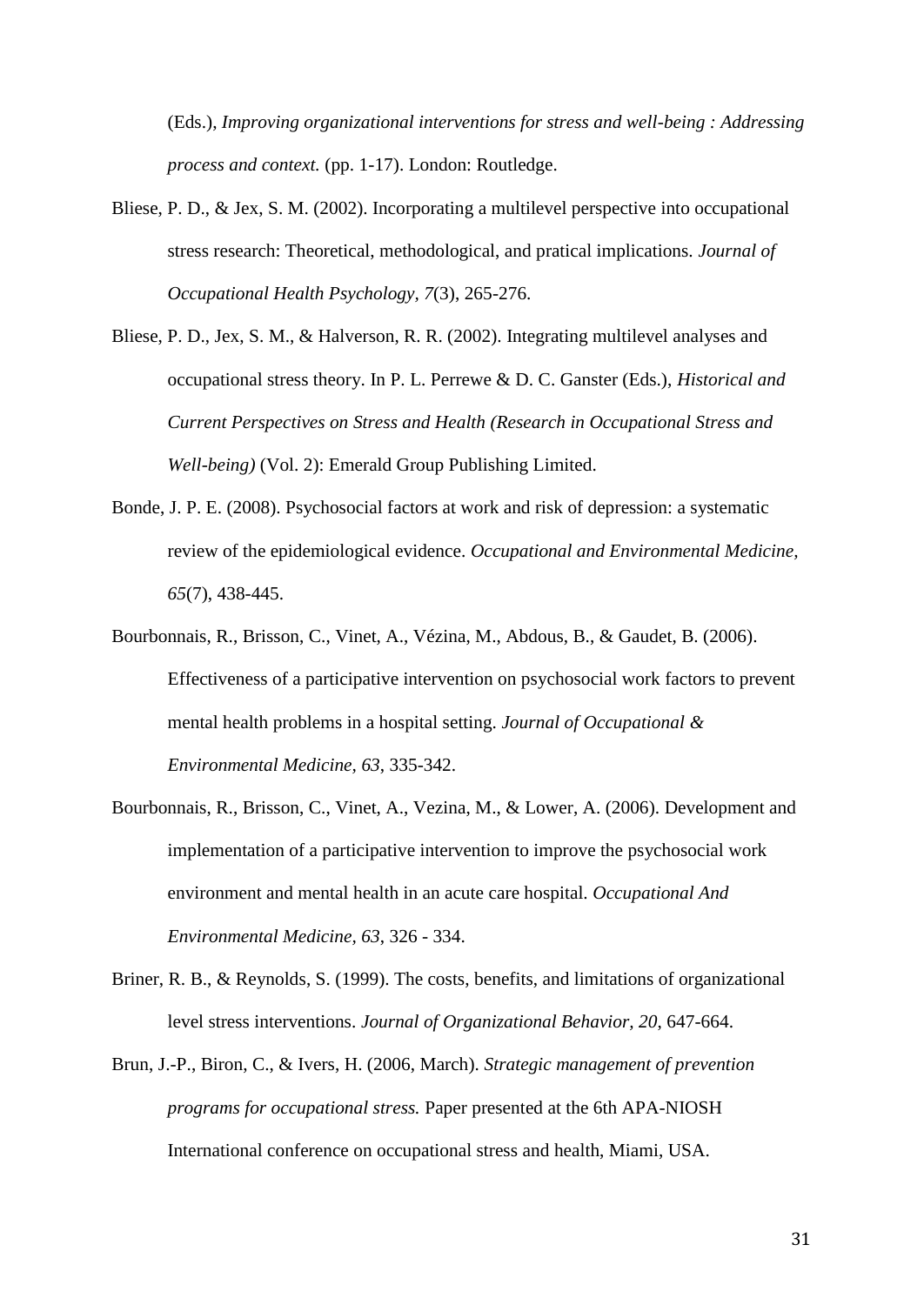(Eds.), *Improving organizational interventions for stress and well-being : Addressing process and context.* (pp. 1-17). London: Routledge.

Bliese, P. D., & Jex, S. M. (2002). Incorporating a multilevel perspective into occupational stress research: Theoretical, methodological, and pratical implications. *Journal of Occupational Health Psychology, 7*(3), 265-276.

Bliese, P. D., Jex, S. M., & Halverson, R. R. (2002). Integrating multilevel analyses and occupational stress theory. In P. L. Perrewe & D. C. Ganster (Eds.), *Historical and Current Perspectives on Stress and Health (Research in Occupational Stress and Well-being)* (Vol. 2): Emerald Group Publishing Limited.

Bonde, J. P. E. (2008). Psychosocial factors at work and risk of depression: a systematic review of the epidemiological evidence. *Occupational and Environmental Medicine, 65*(7), 438-445.

Bourbonnais, R., Brisson, C., Vinet, A., Vézina, M., Abdous, B., & Gaudet, B. (2006). Effectiveness of a participative intervention on psychosocial work factors to prevent mental health problems in a hospital setting. *Journal of Occupational & Environmental Medicine, 63*, 335-342.

Bourbonnais, R., Brisson, C., Vinet, A., Vezina, M., & Lower, A. (2006). Development and implementation of a participative intervention to improve the psychosocial work environment and mental health in an acute care hospital. *Occupational And Environmental Medicine, 63*, 326 - 334.

Briner, R. B., & Reynolds, S. (1999). The costs, benefits, and limitations of organizational level stress interventions. *Journal of Organizational Behavior, 20*, 647-664.

Brun, J.-P., Biron, C., & Ivers, H. (2006, March). *Strategic management of prevention programs for occupational stress.* Paper presented at the 6th APA-NIOSH International conference on occupational stress and health, Miami, USA.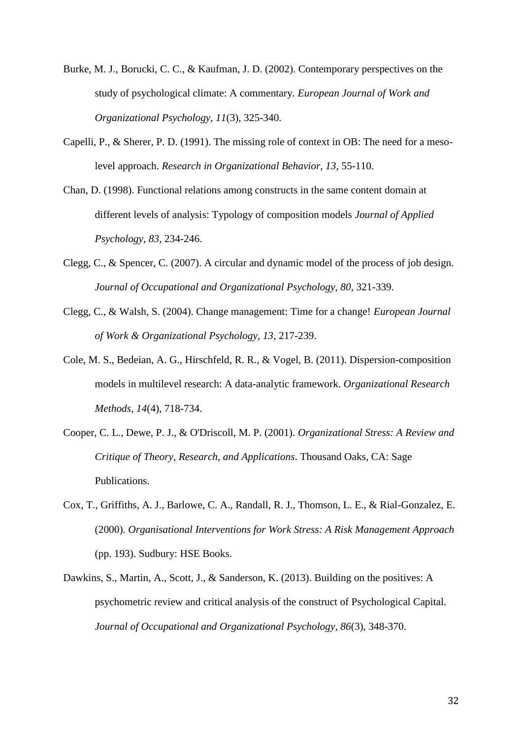Burke, M. J., Borucki, C. C., & Kaufman, J. D. (2002). Contemporary perspectives on the study of psychological climate: A commentary. *European Journal of Work and Organizational Psychology, 11*(3), 325-340.

Capelli, P., & Sherer, P. D. (1991). The missing role of context in OB: The need for a meso-level approach. *Research in Organizational Behavior, 13*, 55-110.

Chan, D. (1998). Functional relations among constructs in the same content domain at different levels of analysis: Typology of composition models *Journal of Applied Psychology, 83*, 234-246.

Clegg, C., & Spencer, C. (2007). A circular and dynamic model of the process of job design. *Journal of Occupational and Organizational Psychology, 80*, 321-339.

Clegg, C., & Walsh, S. (2004). Change management: Time for a change! *European Journal of Work & Organizational Psychology, 13*, 217-239.

Cole, M. S., Bedeian, A. G., Hirschfeld, R. R., & Vogel, B. (2011). Dispersion-composition models in multilevel research: A data-analytic framework. *Organizational Research Methods, 14*(4), 718-734.

Cooper, C. L., Dewe, P. J., & O'Driscoll, M. P. (2001). *Organizational Stress: A Review and Critique of Theory, Research, and Applications*. Thousand Oaks, CA: Sage Publications.

Cox, T., Griffiths, A. J., Barlowe, C. A., Randall, R. J., Thomson, L. E., & Rial-Gonzalez, E. (2000). *Organisational Interventions for Work Stress: A Risk Management Approach* (pp. 193). Sudbury: HSE Books.

Dawkins, S., Martin, A., Scott, J., & Sanderson, K. (2013). Building on the positives: A psychometric review and critical analysis of the construct of Psychological Capital. *Journal of Occupational and Organizational Psychology, 86*(3), 348-370.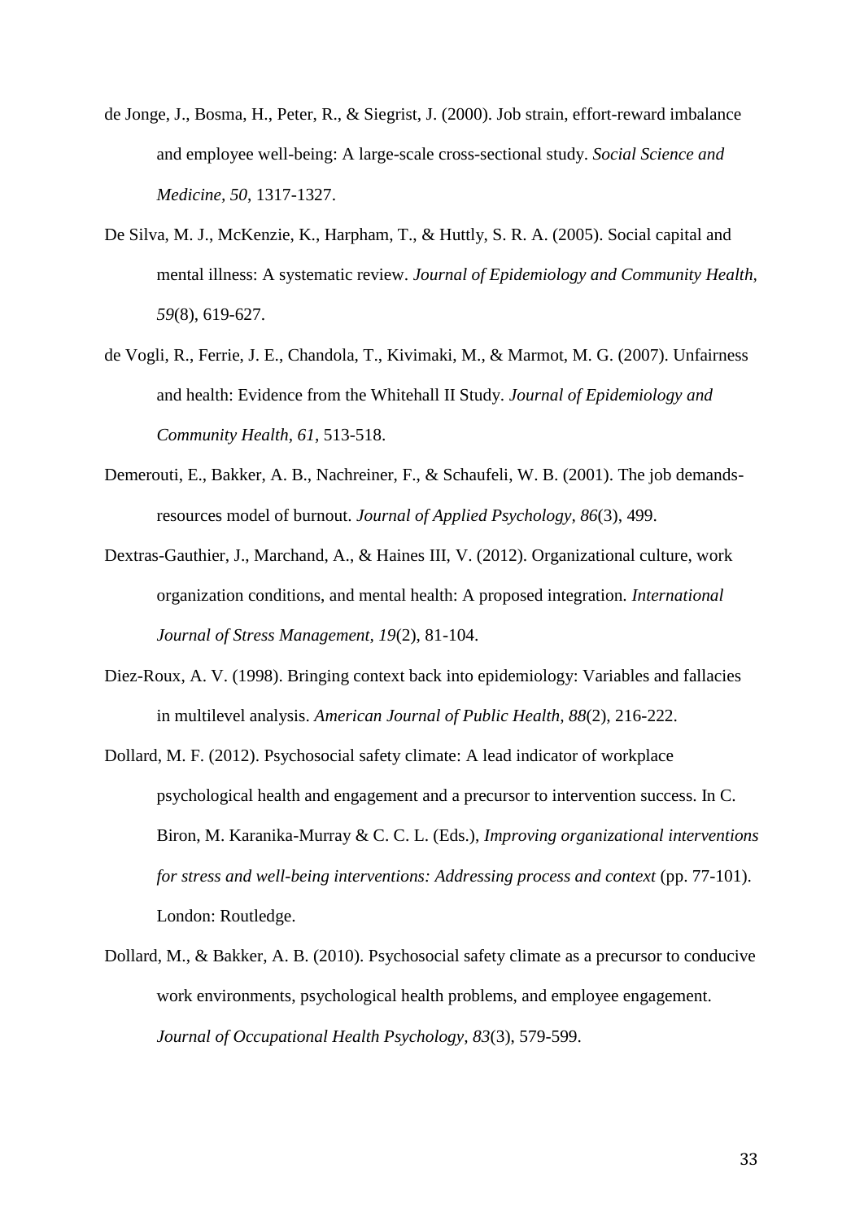de Jonge, J., Bosma, H., Peter, R., & Siegrist, J. (2000). Job strain, effort-reward imbalance and employee well-being: A large-scale cross-sectional study. *Social Science and Medicine, 50*, 1317-1327.

De Silva, M. J., McKenzie, K., Harpham, T., & Huttly, S. R. A. (2005). Social capital and mental illness: A systematic review. *Journal of Epidemiology and Community Health, 59*(8), 619-627.

de Vogli, R., Ferrie, J. E., Chandola, T., Kivimaki, M., & Marmot, M. G. (2007). Unfairness and health: Evidence from the Whitehall II Study. *Journal of Epidemiology and Community Health, 61*, 513-518.

Demerouti, E., Bakker, A. B., Nachreiner, F., & Schaufeli, W. B. (2001). The job demands-resources model of burnout. *Journal of Applied Psychology, 86*(3), 499.

Dextras-Gauthier, J., Marchand, A., & Haines III, V. (2012). Organizational culture, work organization conditions, and mental health: A proposed integration. *International Journal of Stress Management, 19*(2), 81-104.

Diez-Roux, A. V. (1998). Bringing context back into epidemiology: Variables and fallacies in multilevel analysis. *American Journal of Public Health, 88*(2), 216-222.

Dollard, M. F. (2012). Psychosocial safety climate: A lead indicator of workplace psychological health and engagement and a precursor to intervention success. In C. Biron, M. Karanika-Murray & C. C. L. (Eds.), *Improving organizational interventions for stress and well-being interventions: Addressing process and context* (pp. 77-101). London: Routledge.

Dollard, M., & Bakker, A. B. (2010). Psychosocial safety climate as a precursor to conducive work environments, psychological health problems, and employee engagement. *Journal of Occupational Health Psychology, 83*(3), 579-599.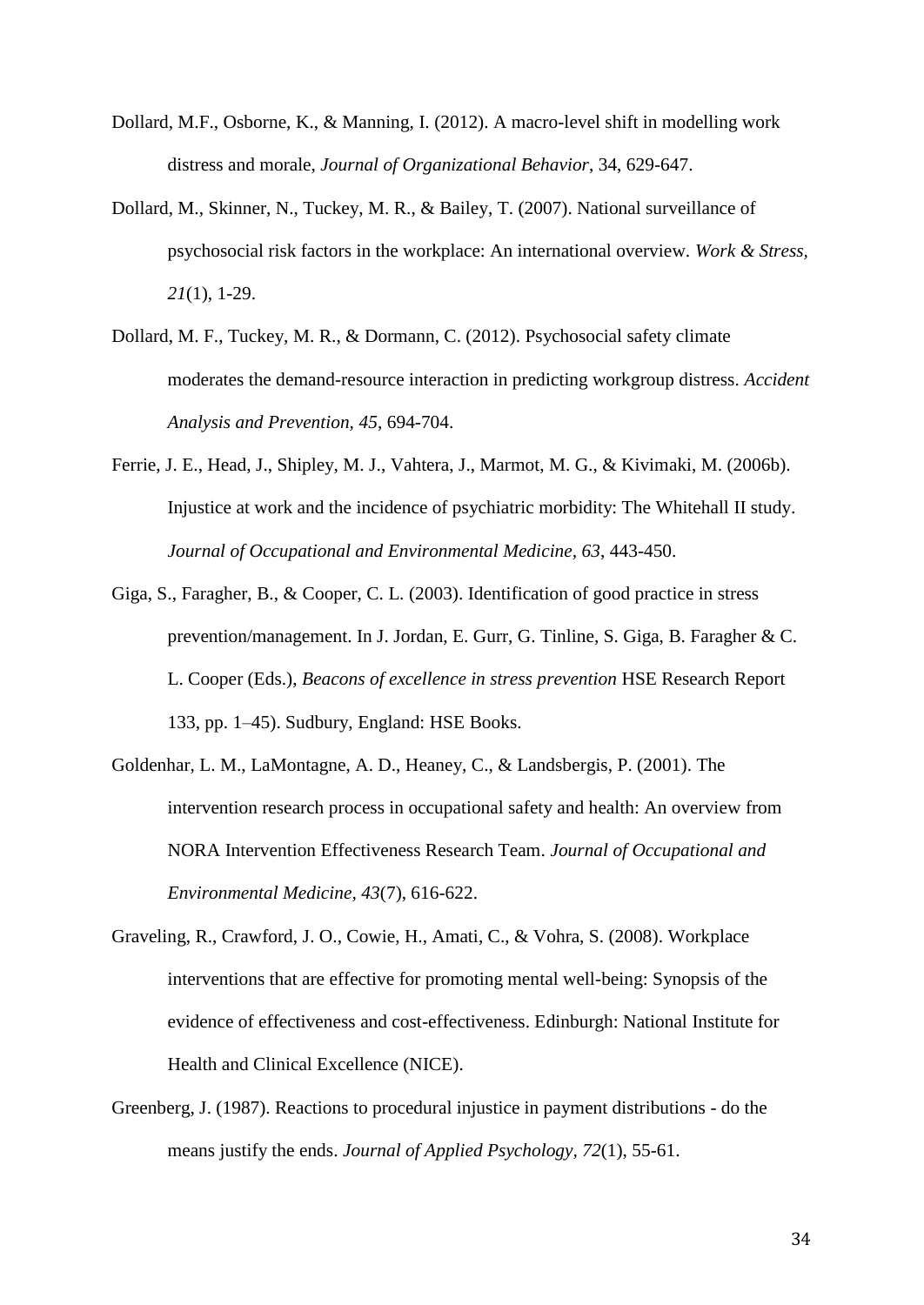Dollard, M.F., Osborne, K., & Manning, I. (2012). A macro-level shift in modelling work distress and morale, *Journal of Organizational Behavior*, 34, 629-647.

Dollard, M., Skinner, N., Tuckey, M. R., & Bailey, T. (2007). National surveillance of psychosocial risk factors in the workplace: An international overview. *Work & Stress, 21*(1), 1-29.

Dollard, M. F., Tuckey, M. R., & Dormann, C. (2012). Psychosocial safety climate moderates the demand-resource interaction in predicting workgroup distress. *Accident Analysis and Prevention, 45*, 694-704.

Ferrie, J. E., Head, J., Shipley, M. J., Vahtera, J., Marmot, M. G., & Kivimaki, M. (2006b). Injustice at work and the incidence of psychiatric morbidity: The Whitehall II study. *Journal of Occupational and Environmental Medicine, 63*, 443-450.

Giga, S., Faragher, B., & Cooper, C. L. (2003). Identification of good practice in stress prevention/management. In J. Jordan, E. Gurr, G. Tinline, S. Giga, B. Faragher & C. L. Cooper (Eds.), *Beacons of excellence in stress prevention* HSE Research Report 133, pp. 1–45). Sudbury, England: HSE Books.

Goldenhar, L. M., LaMontagne, A. D., Heaney, C., & Landsbergis, P. (2001). The intervention research process in occupational safety and health: An overview from NORA Intervention Effectiveness Research Team. *Journal of Occupational and Environmental Medicine, 43*(7), 616-622.

Graveling, R., Crawford, J. O., Cowie, H., Amati, C., & Vohra, S. (2008). Workplace interventions that are effective for promoting mental well-being: Synopsis of the evidence of effectiveness and cost-effectiveness. Edinburgh: National Institute for Health and Clinical Excellence (NICE).

Greenberg, J. (1987). Reactions to procedural injustice in payment distributions - do the means justify the ends. *Journal of Applied Psychology, 72*(1), 55-61.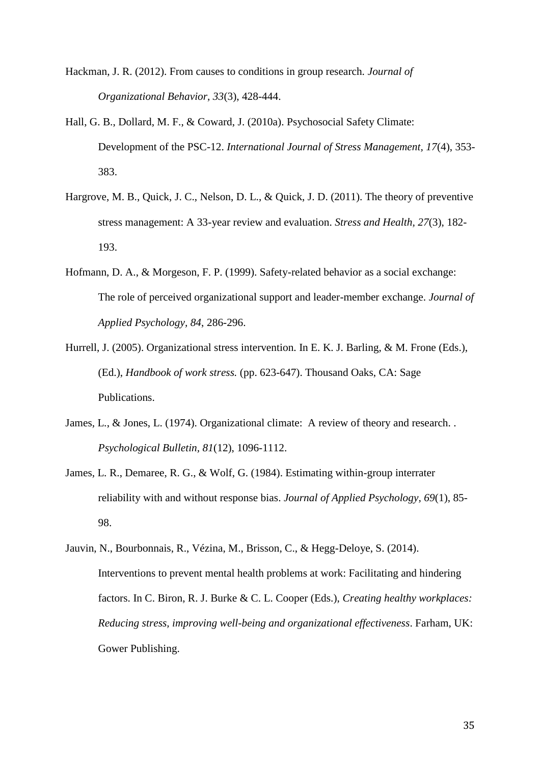Hackman, J. R. (2012). From causes to conditions in group research. *Journal of Organizational Behavior, 33*(3), 428-444.

Hall, G. B., Dollard, M. F., & Coward, J. (2010a). Psychosocial Safety Climate: Development of the PSC-12. *International Journal of Stress Management, 17*(4), 353-383.

Hargrove, M. B., Quick, J. C., Nelson, D. L., & Quick, J. D. (2011). The theory of preventive stress management: A 33-year review and evaluation. *Stress and Health, 27*(3), 182-193.

Hofmann, D. A., & Morgeson, F. P. (1999). Safety-related behavior as a social exchange: The role of perceived organizational support and leader-member exchange. *Journal of Applied Psychology, 84*, 286-296.

Hurrell, J. (2005). Organizational stress intervention. In E. K. J. Barling, & M. Frone (Eds.), (Ed.), *Handbook of work stress.* (pp. 623-647). Thousand Oaks, CA: Sage Publications.

James, L., & Jones, L. (1974). Organizational climate: A review of theory and research. . *Psychological Bulletin, 81*(12), 1096-1112.

James, L. R., Demaree, R. G., & Wolf, G. (1984). Estimating within-group interrater reliability with and without response bias. *Journal of Applied Psychology, 69*(1), 85-98.

Jauvin, N., Bourbonnais, R., Vézina, M., Brisson, C., & Hegg-Deloye, S. (2014). Interventions to prevent mental health problems at work: Facilitating and hindering factors. In C. Biron, R. J. Burke & C. L. Cooper (Eds.), *Creating healthy workplaces: Reducing stress, improving well-being and organizational effectiveness*. Farham, UK: Gower Publishing.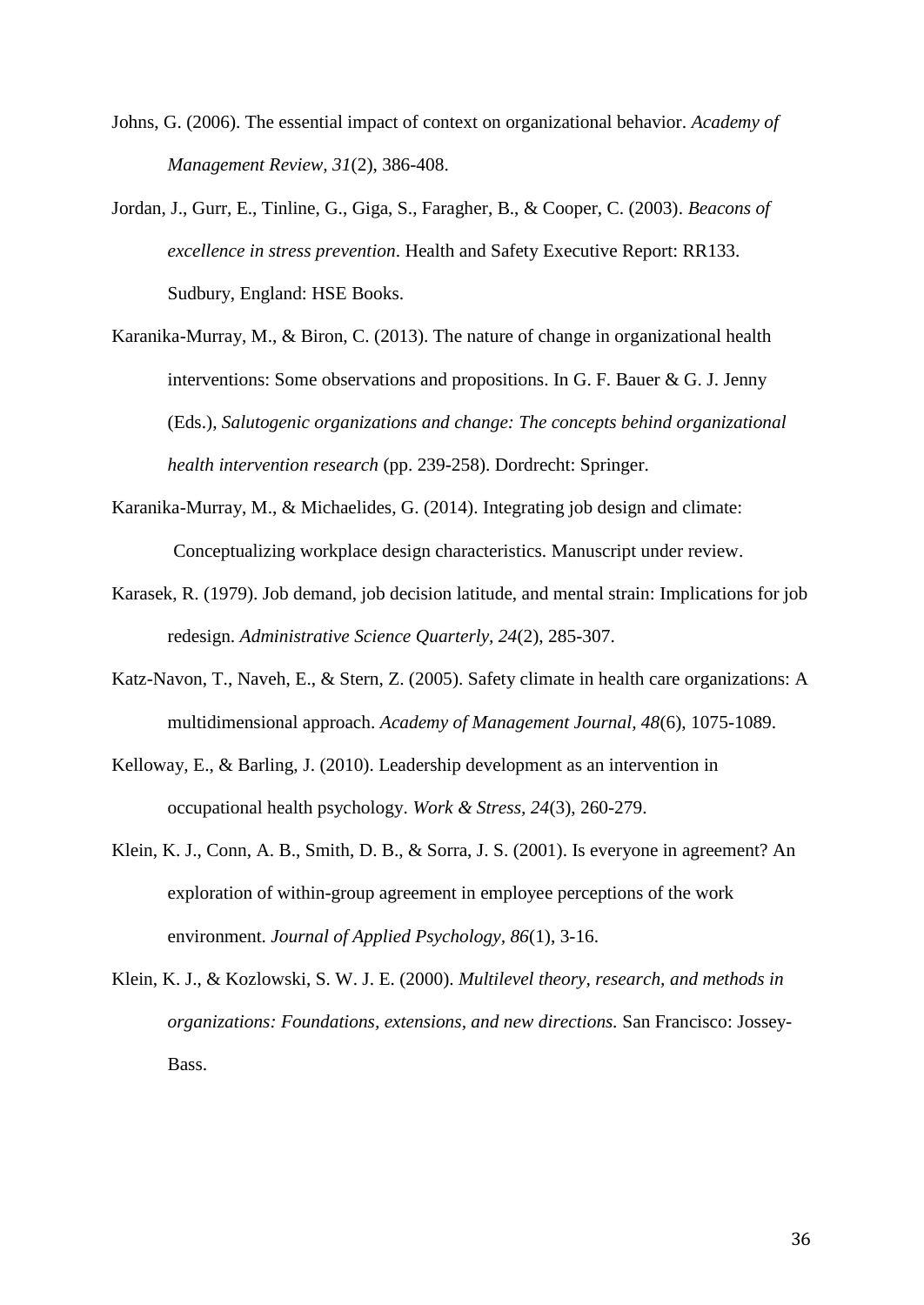Johns, G. (2006). The essential impact of context on organizational behavior. *Academy of Management Review, 31*(2), 386-408.

Jordan, J., Gurr, E., Tinline, G., Giga, S., Faragher, B., & Cooper, C. (2003). *Beacons of excellence in stress prevention*. Health and Safety Executive Report: RR133. Sudbury, England: HSE Books.

Karanika-Murray, M., & Biron, C. (2013). The nature of change in organizational health interventions: Some observations and propositions. In G. F. Bauer & G. J. Jenny (Eds.), *Salutogenic organizations and change: The concepts behind organizational health intervention research* (pp. 239-258). Dordrecht: Springer.

Karanika-Murray, M., & Michaelides, G. (2014). Integrating job design and climate: Conceptualizing workplace design characteristics. Manuscript under review.

Karasek, R. (1979). Job demand, job decision latitude, and mental strain: Implications for job redesign. *Administrative Science Quarterly*, *24*(2), 285-307.

Katz-Navon, T., Naveh, E., & Stern, Z. (2005). Safety climate in health care organizations: A multidimensional approach. *Academy of Management Journal, 48*(6), 1075-1089.

Kelloway, E., & Barling, J. (2010). Leadership development as an intervention in occupational health psychology. *Work & Stress, 24*(3), 260-279.

Klein, K. J., Conn, A. B., Smith, D. B., & Sorra, J. S. (2001). Is everyone in agreement? An exploration of within-group agreement in employee perceptions of the work environment. *Journal of Applied Psychology, 86*(1), 3-16.

Klein, K. J., & Kozlowski, S. W. J. E. (2000). *Multilevel theory, research, and methods in organizations: Foundations, extensions, and new directions.* San Francisco: Jossey-Bass.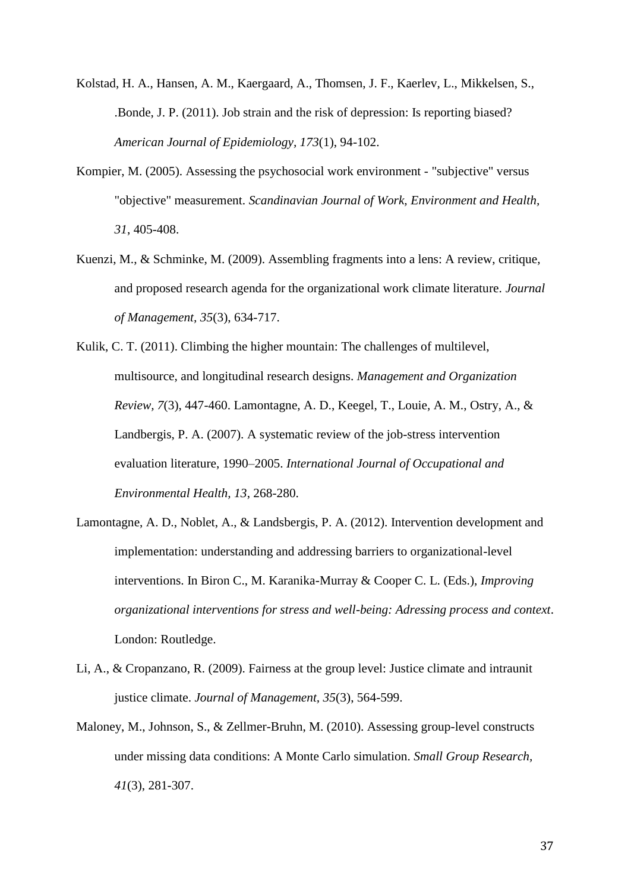Kolstad, H. A., Hansen, A. M., Kaergaard, A., Thomsen, J. F., Kaerlev, L., Mikkelsen, S., .Bonde, J. P. (2011). Job strain and the risk of depression: Is reporting biased? *American Journal of Epidemiology, 173*(1), 94-102.

Kompier, M. (2005). Assessing the psychosocial work environment - "subjective" versus "objective" measurement. *Scandinavian Journal of Work, Environment and Health*, *31*, 405-408.

Kuenzi, M., & Schminke, M. (2009). Assembling fragments into a lens: A review, critique, and proposed research agenda for the organizational work climate literature. *Journal of Management, 35*(3), 634-717.

Kulik, C. T. (2011). Climbing the higher mountain: The challenges of multilevel, multisource, and longitudinal research designs. *Management and Organization Review, 7*(3), 447-460. Lamontagne, A. D., Keegel, T., Louie, A. M., Ostry, A., & Landbergis, P. A. (2007). A systematic review of the job-stress intervention evaluation literature, 1990–2005. *International Journal of Occupational and Environmental Health, 13*, 268-280.

Lamontagne, A. D., Noblet, A., & Landsbergis, P. A. (2012). Intervention development and implementation: understanding and addressing barriers to organizational-level interventions. In Biron C., M. Karanika-Murray & Cooper C. L. (Eds.), *Improving organizational interventions for stress and well-being: Adressing process and context*. London: Routledge.

Li, A., & Cropanzano, R. (2009). Fairness at the group level: Justice climate and intraunit justice climate. *Journal of Management, 35*(3), 564-599.

Maloney, M., Johnson, S., & Zellmer-Bruhn, M. (2010). Assessing group-level constructs under missing data conditions: A Monte Carlo simulation. *Small Group Research, 41*(3), 281-307.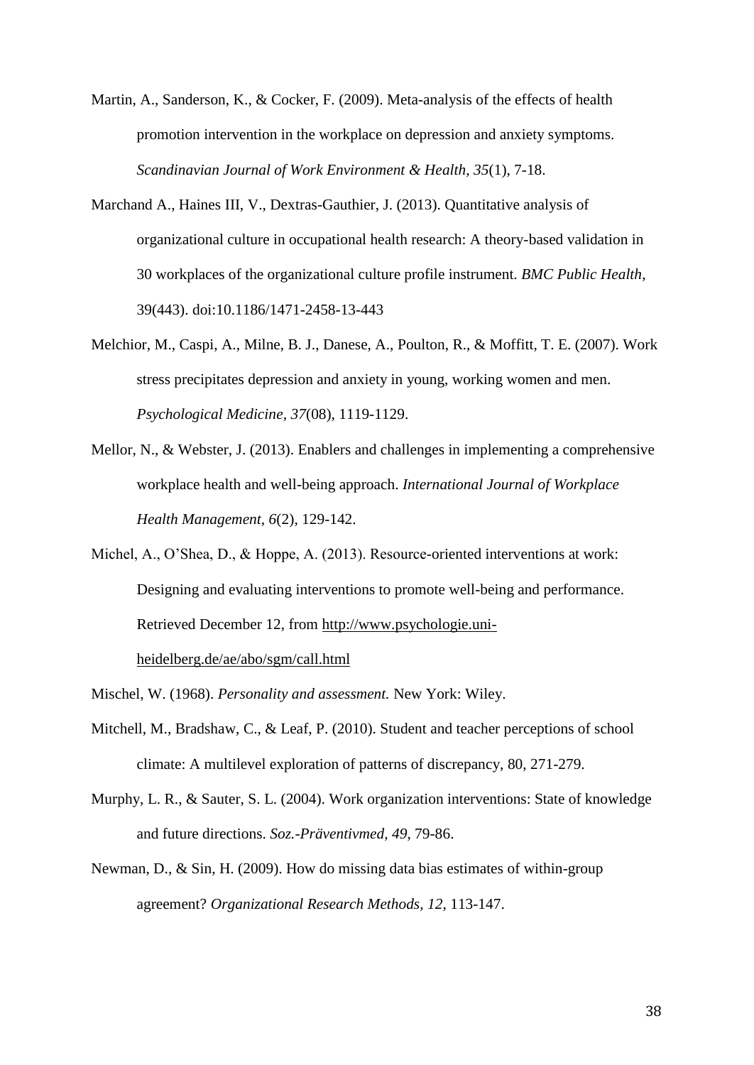Martin, A., Sanderson, K., & Cocker, F. (2009). Meta-analysis of the effects of health promotion intervention in the workplace on depression and anxiety symptoms. *Scandinavian Journal of Work Environment & Health, 35*(1), 7-18.

Marchand A., Haines III, V., Dextras-Gauthier, J. (2013). Quantitative analysis of organizational culture in occupational health research: A theory-based validation in 30 workplaces of the organizational culture profile instrument. *BMC Public Health*, 39(443). doi:10.1186/1471-2458-13-443

Melchior, M., Caspi, A., Milne, B. J., Danese, A., Poulton, R., & Moffitt, T. E. (2007). Work stress precipitates depression and anxiety in young, working women and men. *Psychological Medicine, 37*(08), 1119-1129.

Mellor, N., & Webster, J. (2013). Enablers and challenges in implementing a comprehensive workplace health and well-being approach. *International Journal of Workplace Health Management, 6*(2), 129-142.

Michel, A., O'Shea, D., & Hoppe, A. (2013). Resource-oriented interventions at work: Designing and evaluating interventions to promote well-being and performance. Retrieved December 12, from http://www.psychologie.uni-heidelberg.de/ae/abo/sgm/call.html

Mischel, W. (1968). *Personality and assessment.* New York: Wiley.

Mitchell, M., Bradshaw, C., & Leaf, P. (2010). Student and teacher perceptions of school climate: A multilevel exploration of patterns of discrepancy, 80, 271-279.

Murphy, L. R., & Sauter, S. L. (2004). Work organization interventions: State of knowledge and future directions. *Soz.-Präventivmed, 49*, 79-86.

Newman, D., & Sin, H. (2009). How do missing data bias estimates of within-group agreement? *Organizational Research Methods, 12*, 113-147.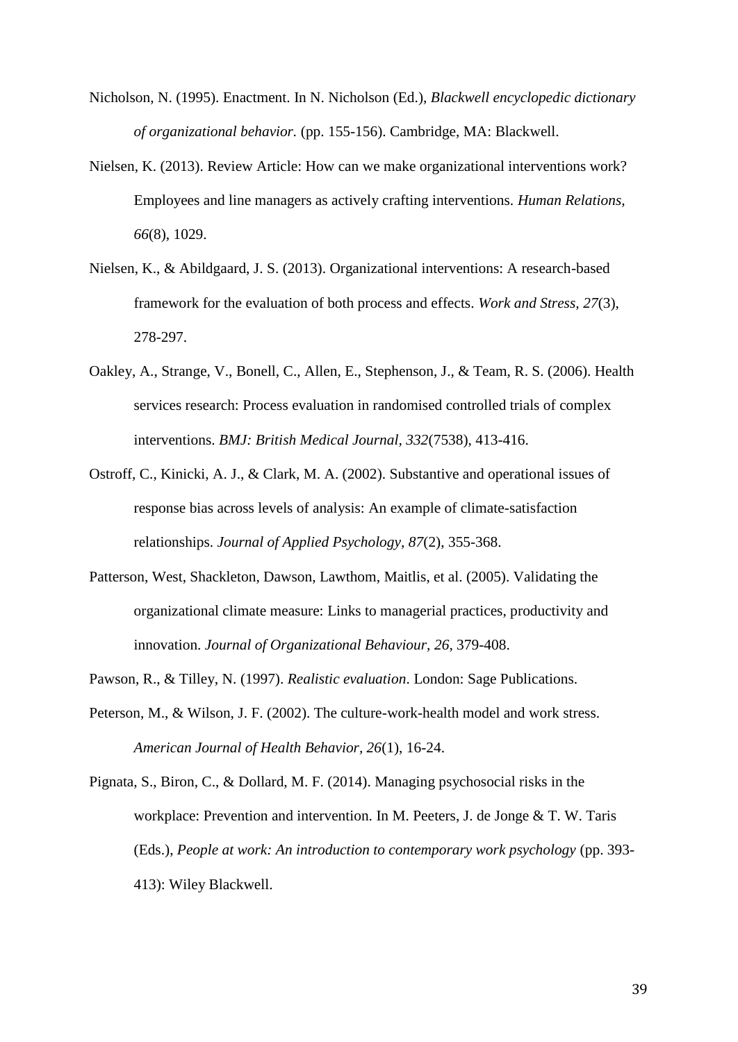Nicholson, N. (1995). Enactment. In N. Nicholson (Ed.), *Blackwell encyclopedic dictionary of organizational behavior.* (pp. 155-156). Cambridge, MA: Blackwell.

Nielsen, K. (2013). Review Article: How can we make organizational interventions work? Employees and line managers as actively crafting interventions. *Human Relations, 66*(8), 1029.

Nielsen, K., & Abildgaard, J. S. (2013). Organizational interventions: A research-based framework for the evaluation of both process and effects. *Work and Stress, 27*(3), 278-297.

Oakley, A., Strange, V., Bonell, C., Allen, E., Stephenson, J., & Team, R. S. (2006). Health services research: Process evaluation in randomised controlled trials of complex interventions. *BMJ: British Medical Journal, 332*(7538), 413-416.

Ostroff, C., Kinicki, A. J., & Clark, M. A. (2002). Substantive and operational issues of response bias across levels of analysis: An example of climate-satisfaction relationships. *Journal of Applied Psychology, 87*(2), 355-368.

Patterson, West, Shackleton, Dawson, Lawthom, Maitlis, et al. (2005). Validating the organizational climate measure: Links to managerial practices, productivity and innovation. *Journal of Organizational Behaviour, 26*, 379-408.

Pawson, R., & Tilley, N. (1997). *Realistic evaluation*. London: Sage Publications.

Peterson, M., & Wilson, J. F. (2002). The culture-work-health model and work stress. *American Journal of Health Behavior, 26*(1), 16-24.

Pignata, S., Biron, C., & Dollard, M. F. (2014). Managing psychosocial risks in the workplace: Prevention and intervention. In M. Peeters, J. de Jonge & T. W. Taris (Eds.), *People at work: An introduction to contemporary work psychology* (pp. 393-413): Wiley Blackwell.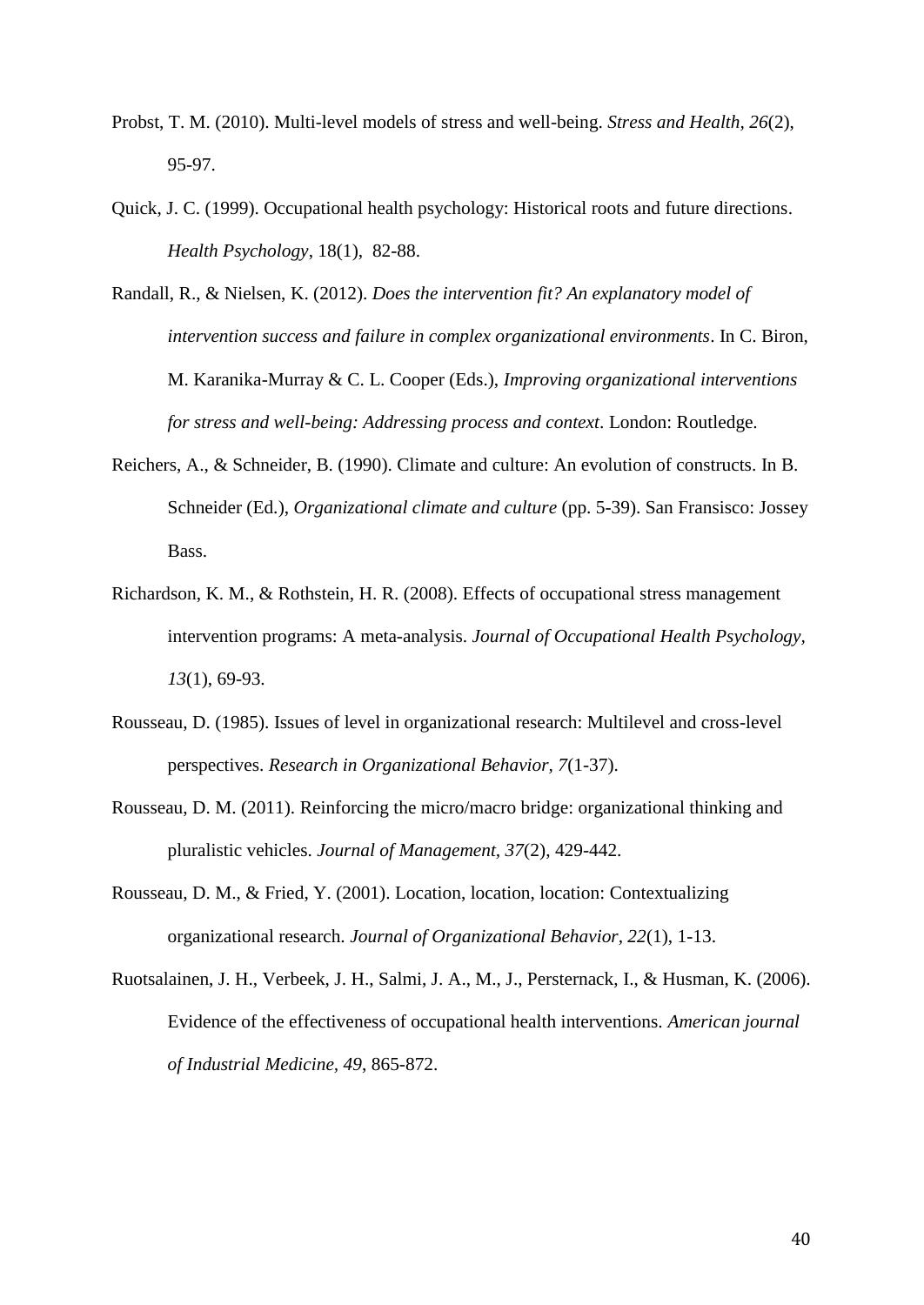Probst, T. M. (2010). Multi-level models of stress and well-being. *Stress and Health, 26*(2), 95-97.

Quick, J. C. (1999). Occupational health psychology: Historical roots and future directions. *Health Psychology*, 18(1), 82-88.

Randall, R., & Nielsen, K. (2012). *Does the intervention fit? An explanatory model of intervention success and failure in complex organizational environments*. In C. Biron, M. Karanika-Murray & C. L. Cooper (Eds.), *Improving organizational interventions for stress and well-being: Addressing process and context*. London: Routledge.

Reichers, A., & Schneider, B. (1990). Climate and culture: An evolution of constructs. In B. Schneider (Ed.), *Organizational climate and culture* (pp. 5-39). San Fransisco: Jossey Bass.

Richardson, K. M., & Rothstein, H. R. (2008). Effects of occupational stress management intervention programs: A meta-analysis. *Journal of Occupational Health Psychology, 13*(1), 69-93.

Rousseau, D. (1985). Issues of level in organizational research: Multilevel and cross-level perspectives. *Research in Organizational Behavior, 7*(1-37).

Rousseau, D. M. (2011). Reinforcing the micro/macro bridge: organizational thinking and pluralistic vehicles. *Journal of Management, 37*(2), 429-442.

Rousseau, D. M., & Fried, Y. (2001). Location, location, location: Contextualizing organizational research. *Journal of Organizational Behavior, 22*(1), 1-13.

Ruotsalainen, J. H., Verbeek, J. H., Salmi, J. A., M., J., Persternack, I., & Husman, K. (2006). Evidence of the effectiveness of occupational health interventions. *American journal of Industrial Medicine, 49*, 865-872.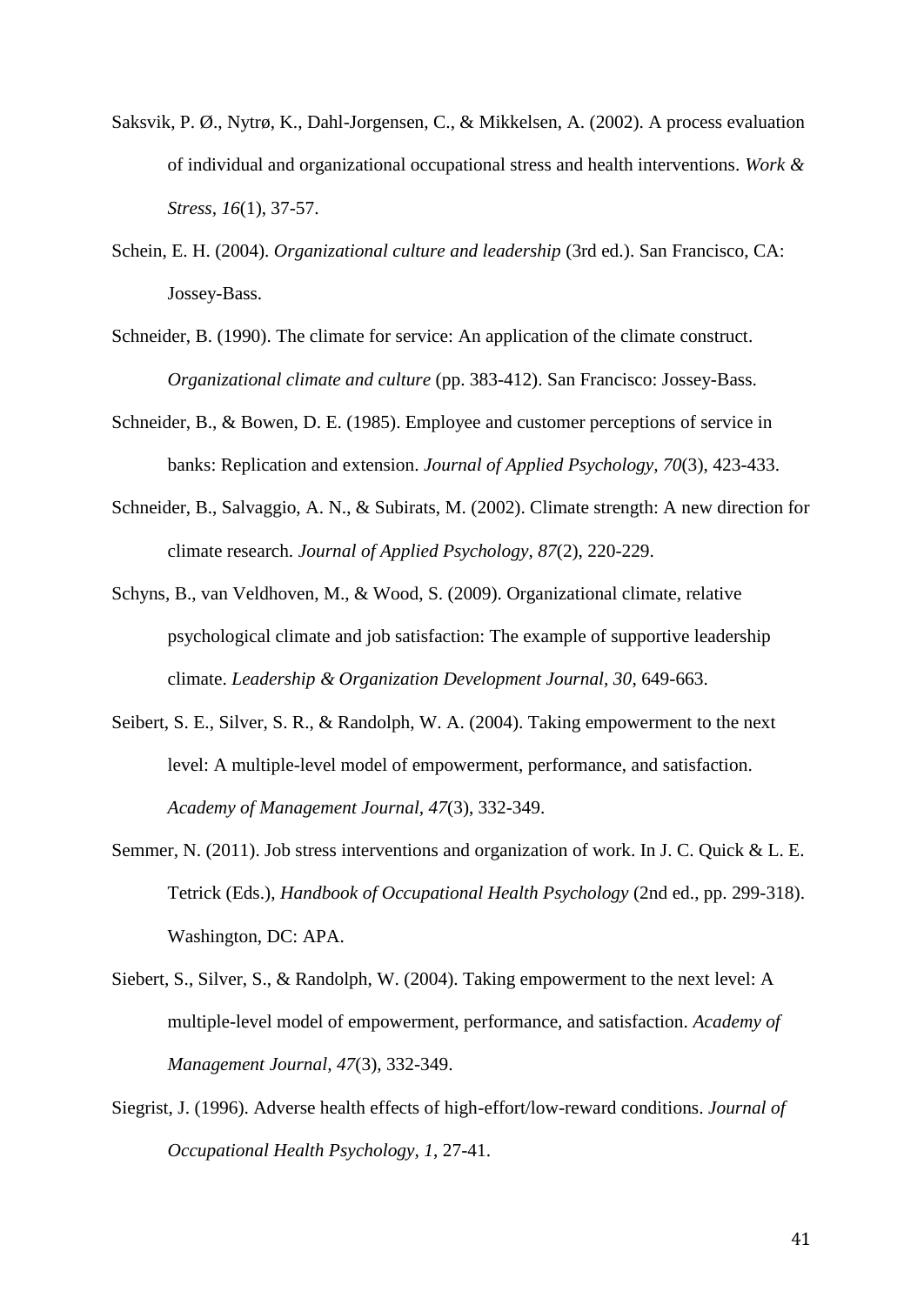Saksvik, P. Ø., Nytrø, K., Dahl-Jorgensen, C., & Mikkelsen, A. (2002). A process evaluation of individual and organizational occupational stress and health interventions. *Work & Stress, 16*(1), 37-57.

Schein, E. H. (2004). *Organizational culture and leadership* (3rd ed.). San Francisco, CA: Jossey-Bass.

Schneider, B. (1990). The climate for service: An application of the climate construct. *Organizational climate and culture* (pp. 383-412). San Francisco: Jossey-Bass.

Schneider, B., & Bowen, D. E. (1985). Employee and customer perceptions of service in banks: Replication and extension. *Journal of Applied Psychology, 70*(3), 423-433.

Schneider, B., Salvaggio, A. N., & Subirats, M. (2002). Climate strength: A new direction for climate research. *Journal of Applied Psychology, 87*(2), 220-229.

Schyns, B., van Veldhoven, M., & Wood, S. (2009). Organizational climate, relative psychological climate and job satisfaction: The example of supportive leadership climate. *Leadership & Organization Development Journal, 30*, 649-663.

Seibert, S. E., Silver, S. R., & Randolph, W. A. (2004). Taking empowerment to the next level: A multiple-level model of empowerment, performance, and satisfaction. *Academy of Management Journal, 47*(3), 332-349.

Semmer, N. (2011). Job stress interventions and organization of work. In J. C. Quick & L. E. Tetrick (Eds.), *Handbook of Occupational Health Psychology* (2nd ed., pp. 299-318). Washington, DC: APA.

Siebert, S., Silver, S., & Randolph, W. (2004). Taking empowerment to the next level: A multiple-level model of empowerment, performance, and satisfaction. *Academy of Management Journal, 47*(3), 332-349.

Siegrist, J. (1996). Adverse health effects of high-effort/low-reward conditions. *Journal of Occupational Health Psychology, 1*, 27-41.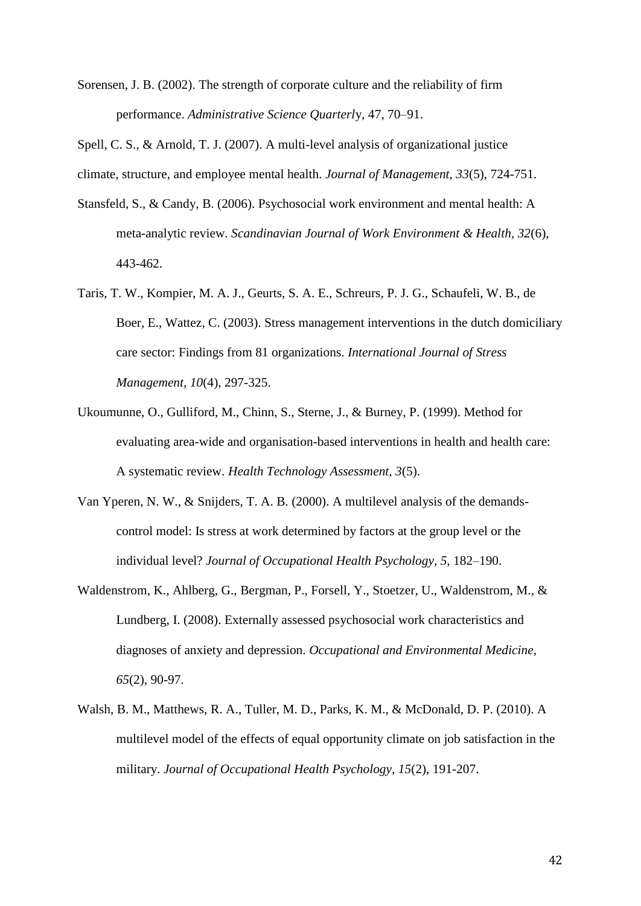Sorensen, J. B. (2002). The strength of corporate culture and the reliability of firm performance. *Administrative Science Quarterl*y, 47, 70–91.

Spell, C. S., & Arnold, T. J. (2007). A multi-level analysis of organizational justice climate, structure, and employee mental health. *Journal of Management, 33*(5), 724-751.

Stansfeld, S., & Candy, B. (2006). Psychosocial work environment and mental health: A meta-analytic review. *Scandinavian Journal of Work Environment & Health, 32*(6), 443-462.

Taris, T. W., Kompier, M. A. J., Geurts, S. A. E., Schreurs, P. J. G., Schaufeli, W. B., de Boer, E., Wattez, C. (2003). Stress management interventions in the dutch domiciliary care sector: Findings from 81 organizations. *International Journal of Stress Management, 10*(4), 297-325.

Ukoumunne, O., Gulliford, M., Chinn, S., Sterne, J., & Burney, P. (1999). Method for evaluating area-wide and organisation-based interventions in health and health care: A systematic review. *Health Technology Assessment, 3*(5).

Van Yperen, N. W., & Snijders, T. A. B. (2000). A multilevel analysis of the demands-control model: Is stress at work determined by factors at the group level or the individual level? *Journal of Occupational Health Psychology, 5*, 182–190.

Waldenstrom, K., Ahlberg, G., Bergman, P., Forsell, Y., Stoetzer, U., Waldenstrom, M., & Lundberg, I. (2008). Externally assessed psychosocial work characteristics and diagnoses of anxiety and depression. *Occupational and Environmental Medicine, 65*(2), 90-97.

Walsh, B. M., Matthews, R. A., Tuller, M. D., Parks, K. M., & McDonald, D. P. (2010). A multilevel model of the effects of equal opportunity climate on job satisfaction in the military. *Journal of Occupational Health Psychology, 15*(2), 191-207.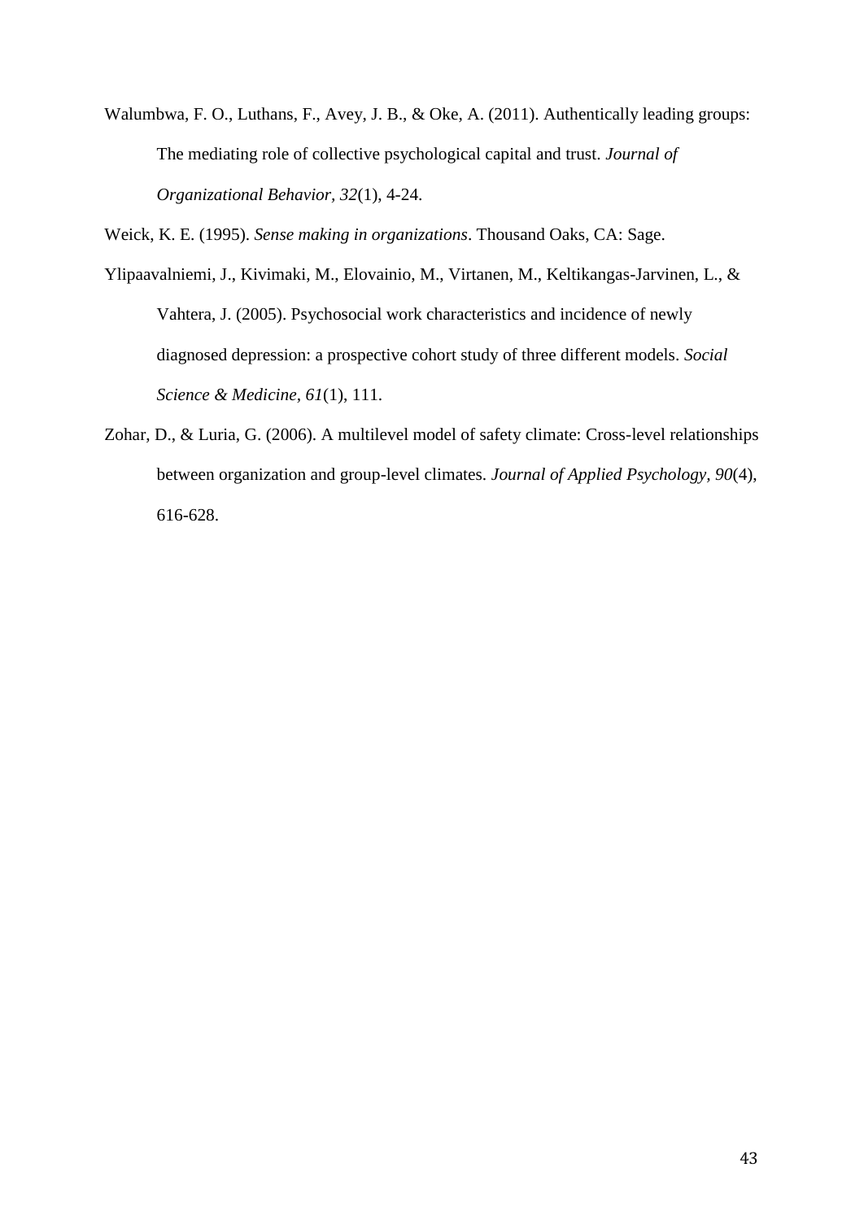Walumbwa, F. O., Luthans, F., Avey, J. B., & Oke, A. (2011). Authentically leading groups: The mediating role of collective psychological capital and trust. *Journal of Organizational Behavior, 32*(1), 4-24.

Weick, K. E. (1995). *Sense making in organizations*. Thousand Oaks, CA: Sage.

Ylipaavalniemi, J., Kivimaki, M., Elovainio, M., Virtanen, M., Keltikangas-Jarvinen, L., & Vahtera, J. (2005). Psychosocial work characteristics and incidence of newly diagnosed depression: a prospective cohort study of three different models. *Social Science & Medicine, 61*(1), 111.

Zohar, D., & Luria, G. (2006). A multilevel model of safety climate: Cross-level relationships between organization and group-level climates. *Journal of Applied Psychology, 90*(4), 616-628.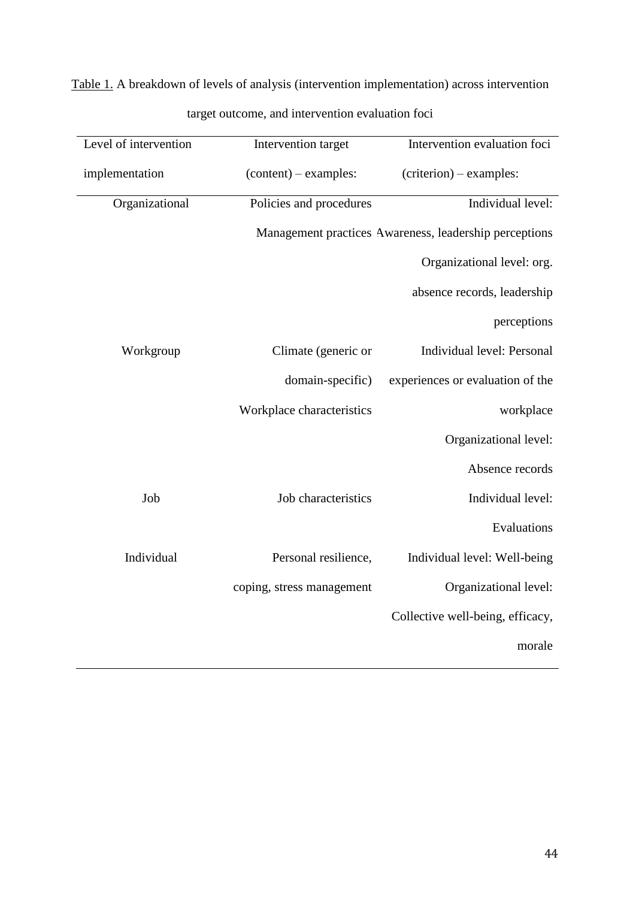Table 1. A breakdown of levels of analysis (intervention implementation) across intervention target outcome, and intervention evaluation foci

| Level of intervention implementation | Intervention target (content) – examples: | Intervention evaluation foci (criterion) – examples: |
|---|---|---|
| Organizational | Policies and procedures<br>Management practices | Individual level: Awareness, leadership perceptions<br>Organizational level: org. absence records, leadership perceptions |
| Workgroup | Climate (generic or domain-specific)<br>Workplace characteristics | Individual level: Personal experiences or evaluation of the workplace<br>Organizational level: Absence records |
| Job | Job characteristics | Individual level: Evaluations |
| Individual | Personal resilience, coping, stress management | Individual level: Well-being<br>Organizational level: Collective well-being, efficacy, morale |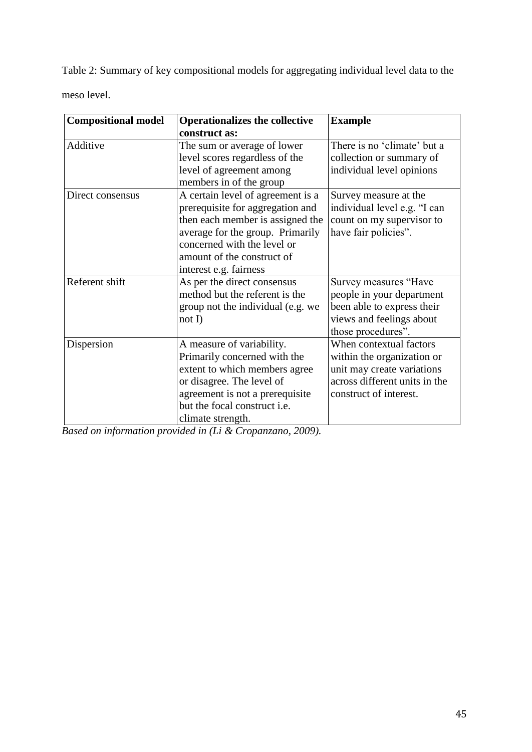Table 2: Summary of key compositional models for aggregating individual level data to the meso level.

| Compositional model | Operationalizes the collective construct as: | Example |
| --- | --- | --- |
| Additive | The sum or average of lower level scores regardless of the level of agreement among members in of the group | There is no 'climate' but a collection or summary of individual level opinions |
| Direct consensus | A certain level of agreement is a prerequisite for aggregation and then each member is assigned the average for the group. Primarily concerned with the level or amount of the construct of interest e.g. fairness | Survey measure at the individual level e.g. "I can count on my supervisor to have fair policies". |
| Referent shift | As per the direct consensus method but the referent is the group not the individual (e.g. we not I) | Survey measures "Have people in your department been able to express their views and feelings about those procedures". |
| Dispersion | A measure of variability. Primarily concerned with the extent to which members agree or disagree. The level of agreement is not a prerequisite but the focal construct i.e. climate strength. | When contextual factors within the organization or unit may create variations across different units in the construct of interest. |

*Based on information provided in (Li & Cropanzano, 2009).*